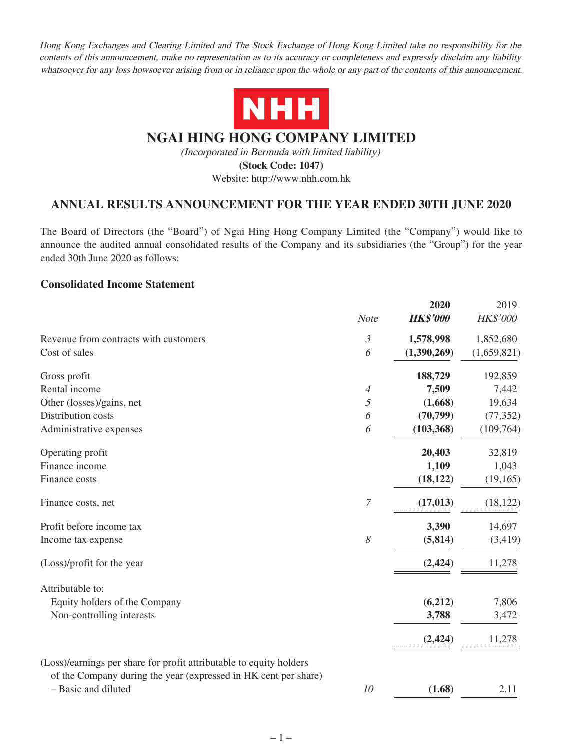*Hong Kong Exchanges and Clearing Limited and The Stock Exchange of Hong Kong Limited take no responsibility for the contents of this announcement, make no representation as to its accuracy or completeness and expressly disclaim any liability whatsoever for any loss howsoever arising from or in reliance upon the whole or any part of the contents of this announcement.*

NHH

# NGAI HING HONG COMPANY LIMITED

*(Incorporated in Bermuda with limited liability)*

**(Stock Code: 1047)**

Website: http://www.nhh.com.hk

## ANNUAL RESULTS ANNOUNCEMENT FOR THE YEAR ENDED 30TH JUNE 2020

The Board of Directors (the "Board") of Ngai Hing Hong Company Limited (the "Company") would like to announce the audited annual consolidated results of the Company and its subsidiaries (the "Group") for the year ended 30th June 2020 as follows:

### Consolidated Income Statement

| | *Note* | **2020** *HK$'000* | 2019 *HK$'000* |
|---|---|---|---|
| Revenue from contracts with customers | *3* | **1,578,998** | 1,852,680 |
| Cost of sales | *6* | **(1,390,269)** | (1,659,821) |
| Gross profit | | **188,729** | 192,859 |
| Rental income | *4* | **7,509** | 7,442 |
| Other (losses)/gains, net | *5* | **(1,668)** | 19,634 |
| Distribution costs | *6* | **(70,799)** | (77,352) |
| Administrative expenses | *6* | **(103,368)** | (109,764) |
| Operating profit | | **20,403** | 32,819 |
| Finance income | | **1,109** | 1,043 |
| Finance costs | | **(18,122)** | (19,165) |
| Finance costs, net | *7* | **(17,013)** | (18,122) |
| Profit before income tax | | **3,390** | 14,697 |
| Income tax expense | *8* | **(5,814)** | (3,419) |
| (Loss)/profit for the year | | **(2,424)** | 11,278 |
| Attributable to: | | | |
| Equity holders of the Company | | **(6,212)** | 7,806 |
| Non-controlling interests | | **3,788** | 3,472 |
| | | **(2,424)** | 11,278 |
| (Loss)/earnings per share for profit attributable to equity holders of the Company during the year (expressed in HK cent per share) | | | |
| – Basic and diluted | *10* | **(1.68)** | 2.11 |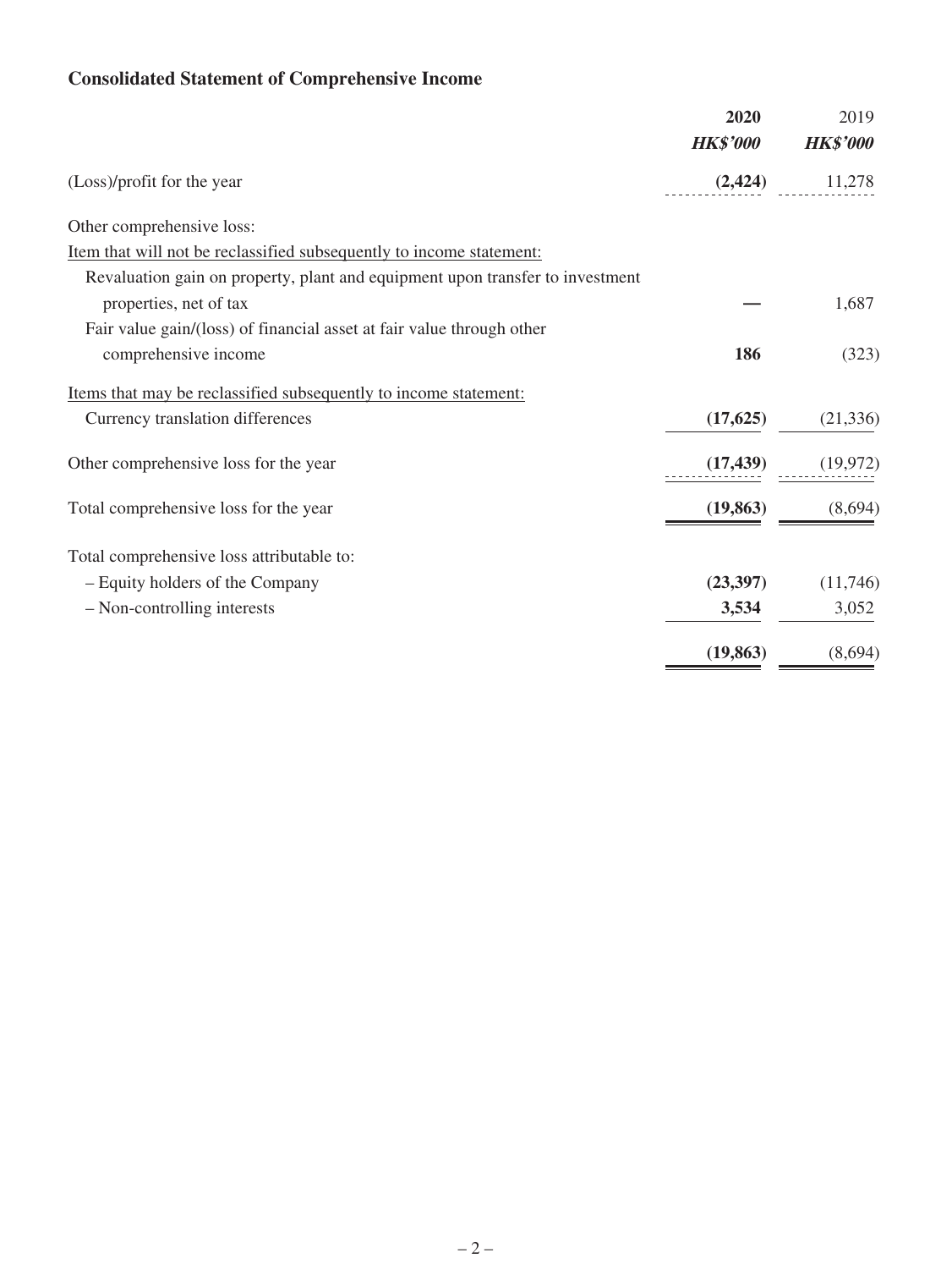## Consolidated Statement of Comprehensive Income

| | **2020** | 2019 |
|---|---|---|
| | ***HK$'000*** | ***HK$'000*** |
| (Loss)/profit for the year | **(2,424)** | 11,278 |
| Other comprehensive loss: | | |
| Item that will not be reclassified subsequently to income statement: | | |
| Revaluation gain on property, plant and equipment upon transfer to investment properties, net of tax | **—** | 1,687 |
| Fair value gain/(loss) of financial asset at fair value through other comprehensive income | **186** | (323) |
| Items that may be reclassified subsequently to income statement: | | |
| Currency translation differences | **(17,625)** | (21,336) |
| Other comprehensive loss for the year | **(17,439)** | (19,972) |
| Total comprehensive loss for the year | **(19,863)** | (8,694) |
| Total comprehensive loss attributable to: | | |
| – Equity holders of the Company | **(23,397)** | (11,746) |
| – Non-controlling interests | **3,534** | 3,052 |
| | **(19,863)** | (8,694) |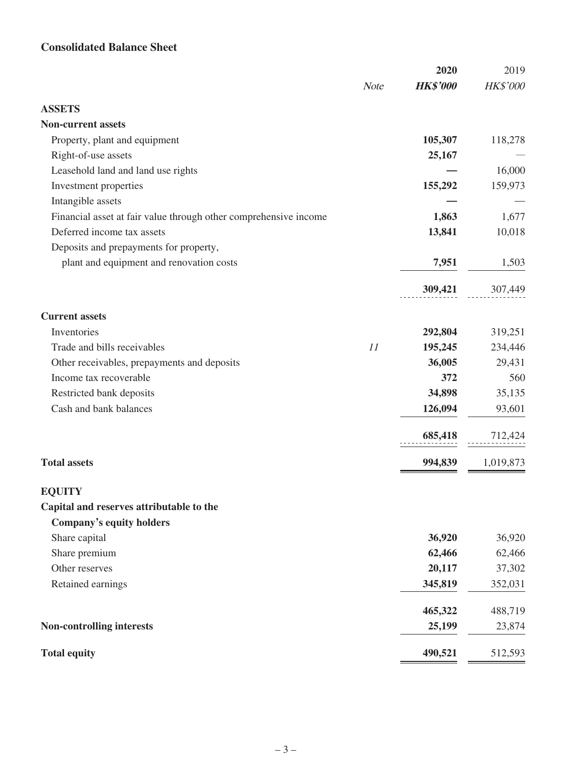## Consolidated Balance Sheet

| | Note | 2020 HK$'000 | 2019 HK$'000 |
|---|---|---|---|
| **ASSETS** | | | |
| **Non-current assets** | | | |
| Property, plant and equipment | | **105,307** | 118,278 |
| Right-of-use assets | | **25,167** | — |
| Leasehold land and land use rights | | **—** | 16,000 |
| Investment properties | | **155,292** | 159,973 |
| Intangible assets | | **—** | — |
| Financial asset at fair value through other comprehensive income | | **1,863** | 1,677 |
| Deferred income tax assets | | **13,841** | 10,018 |
| Deposits and prepayments for property, plant and equipment and renovation costs | | **7,951** | 1,503 |
| | | **309,421** | 307,449 |
| **Current assets** | | | |
| Inventories | | **292,804** | 319,251 |
| Trade and bills receivables | *11* | **195,245** | 234,446 |
| Other receivables, prepayments and deposits | | **36,005** | 29,431 |
| Income tax recoverable | | **372** | 560 |
| Restricted bank deposits | | **34,898** | 35,135 |
| Cash and bank balances | | **126,094** | 93,601 |
| | | **685,418** | 712,424 |
| **Total assets** | | **994,839** | 1,019,873 |
| **EQUITY** | | | |
| **Capital and reserves attributable to the Company's equity holders** | | | |
| Share capital | | **36,920** | 36,920 |
| Share premium | | **62,466** | 62,466 |
| Other reserves | | **20,117** | 37,302 |
| Retained earnings | | **345,819** | 352,031 |
| | | **465,322** | 488,719 |
| **Non-controlling interests** | | **25,199** | 23,874 |
| **Total equity** | | **490,521** | 512,593 |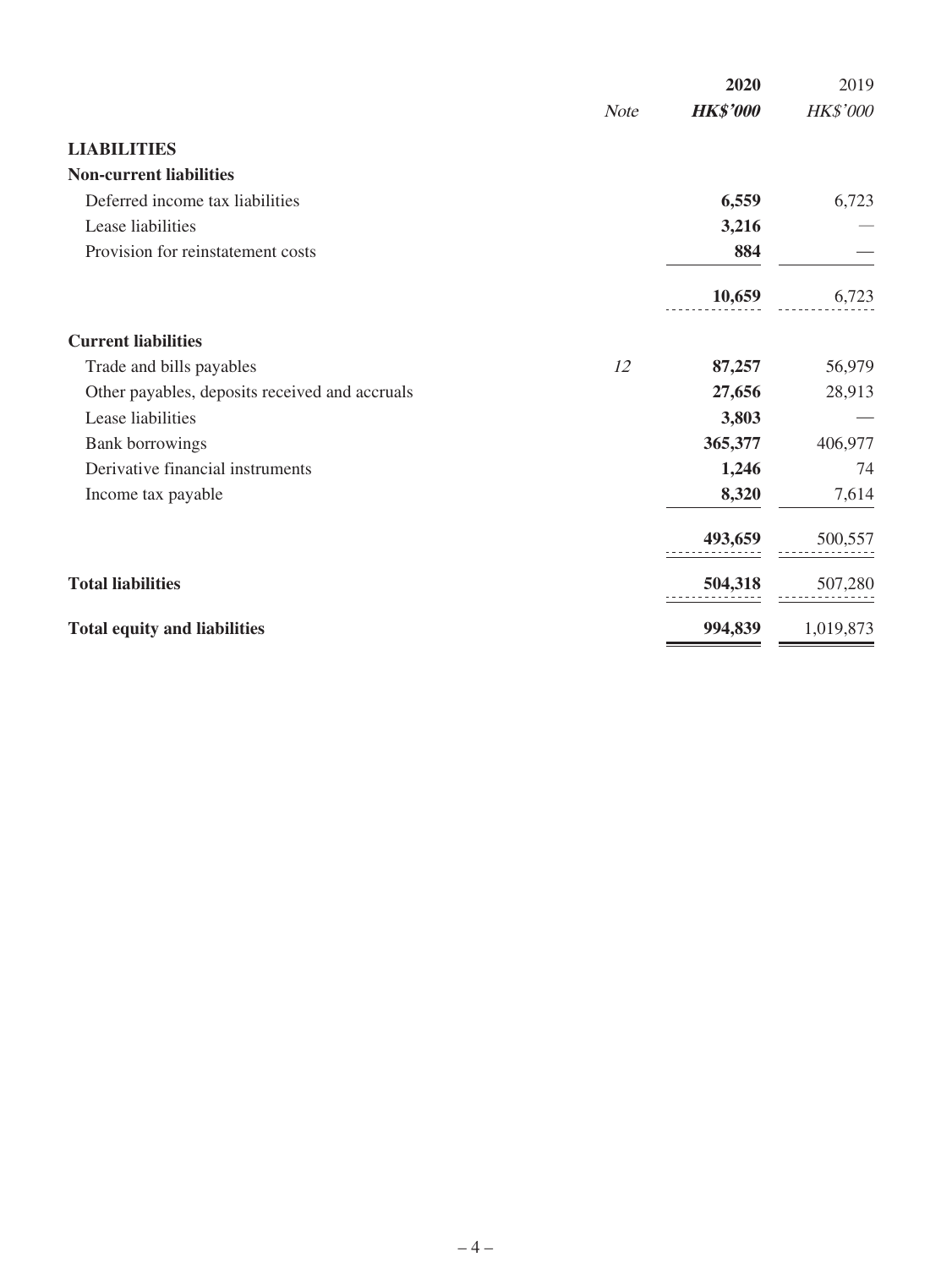| | Note | 2020 HK$'000 | 2019 HK$'000 |
|---|---|---|---|
| **LIABILITIES** | | | |
| **Non-current liabilities** | | | |
| Deferred income tax liabilities | | **6,559** | 6,723 |
| Lease liabilities | | **3,216** | — |
| Provision for reinstatement costs | | **884** | — |
| | | **10,659** | 6,723 |
| **Current liabilities** | | | |
| Trade and bills payables | 12 | **87,257** | 56,979 |
| Other payables, deposits received and accruals | | **27,656** | 28,913 |
| Lease liabilities | | **3,803** | — |
| Bank borrowings | | **365,377** | 406,977 |
| Derivative financial instruments | | **1,246** | 74 |
| Income tax payable | | **8,320** | 7,614 |
| | | **493,659** | 500,557 |
| **Total liabilities** | | **504,318** | 507,280 |
| **Total equity and liabilities** | | **994,839** | 1,019,873 |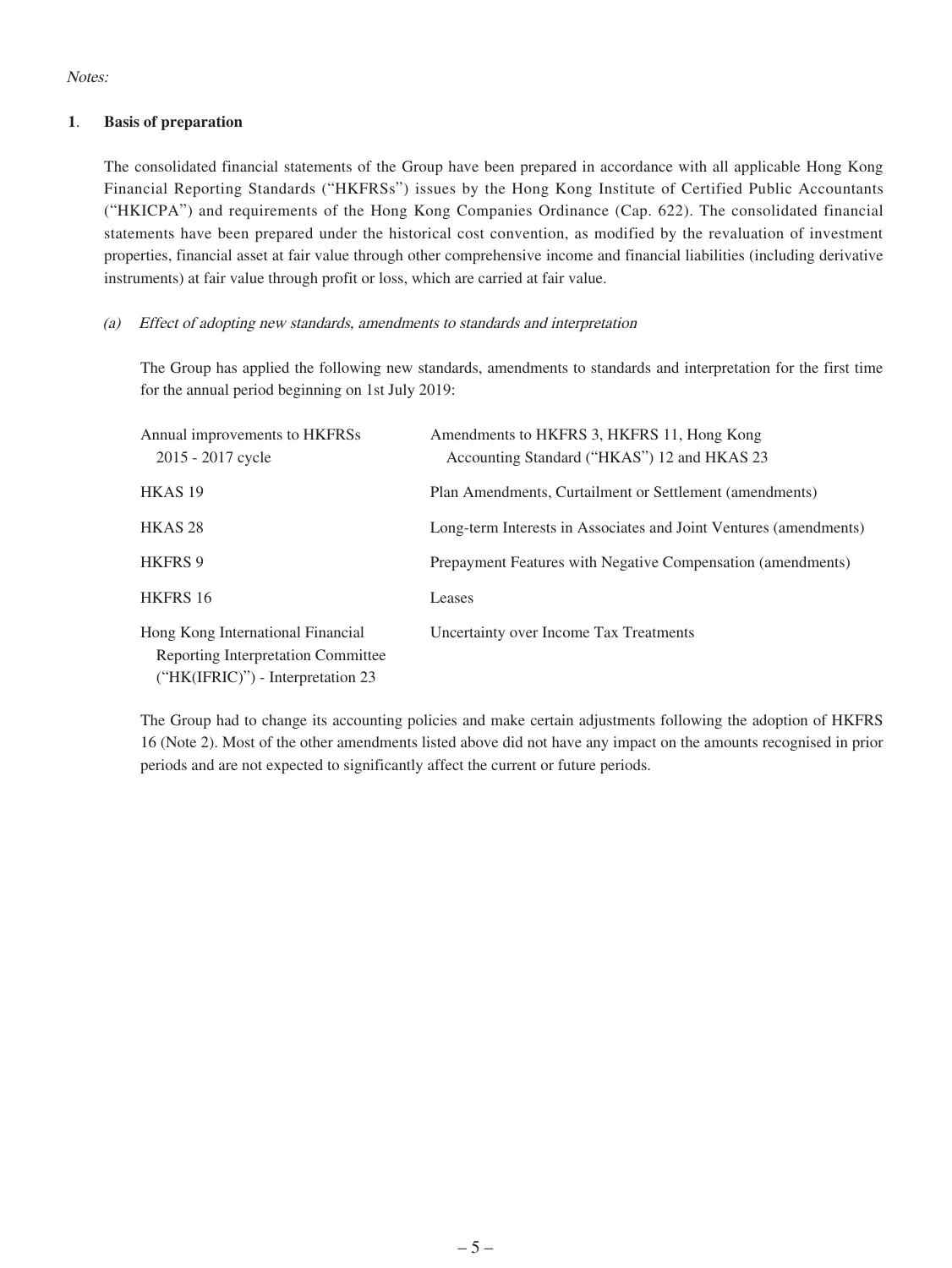*Notes:*

## 1. Basis of preparation

The consolidated financial statements of the Group have been prepared in accordance with all applicable Hong Kong Financial Reporting Standards ("HKFRSs") issues by the Hong Kong Institute of Certified Public Accountants ("HKICPA") and requirements of the Hong Kong Companies Ordinance (Cap. 622). The consolidated financial statements have been prepared under the historical cost convention, as modified by the revaluation of investment properties, financial asset at fair value through other comprehensive income and financial liabilities (including derivative instruments) at fair value through profit or loss, which are carried at fair value.

### *(a) Effect of adopting new standards, amendments to standards and interpretation*

The Group has applied the following new standards, amendments to standards and interpretation for the first time for the annual period beginning on 1st July 2019:

| | |
|---|---|
| Annual improvements to HKFRSs 2015 - 2017 cycle | Amendments to HKFRS 3, HKFRS 11, Hong Kong Accounting Standard ("HKAS") 12 and HKAS 23 |
| HKAS 19 | Plan Amendments, Curtailment or Settlement (amendments) |
| HKAS 28 | Long-term Interests in Associates and Joint Ventures (amendments) |
| HKFRS 9 | Prepayment Features with Negative Compensation (amendments) |
| HKFRS 16 | Leases |
| Hong Kong International Financial Reporting Interpretation Committee ("HK(IFRIC)") - Interpretation 23 | Uncertainty over Income Tax Treatments |

The Group had to change its accounting policies and make certain adjustments following the adoption of HKFRS 16 (Note 2). Most of the other amendments listed above did not have any impact on the amounts recognised in prior periods and are not expected to significantly affect the current or future periods.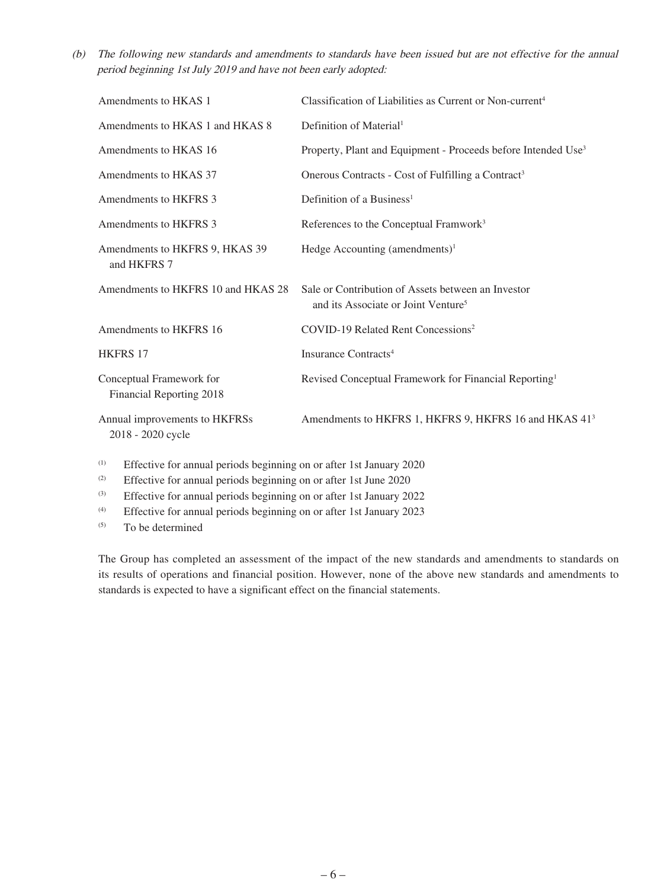(b) *The following new standards and amendments to standards have been issued but are not effective for the annual period beginning 1st July 2019 and have not been early adopted:*

| | |
|---|---|
| Amendments to HKAS 1 | Classification of Liabilities as Current or Non-current[4] |
| Amendments to HKAS 1 and HKAS 8 | Definition of Material[1] |
| Amendments to HKAS 16 | Property, Plant and Equipment - Proceeds before Intended Use[3] |
| Amendments to HKAS 37 | Onerous Contracts - Cost of Fulfilling a Contract[3] |
| Amendments to HKFRS 3 | Definition of a Business[1] |
| Amendments to HKFRS 3 | References to the Conceptual Framwork[3] |
| Amendments to HKFRS 9, HKAS 39 and HKFRS 7 | Hedge Accounting (amendments)[1] |
| Amendments to HKFRS 10 and HKAS 28 | Sale or Contribution of Assets between an Investor and its Associate or Joint Venture[5] |
| Amendments to HKFRS 16 | COVID-19 Related Rent Concessions[2] |
| HKFRS 17 | Insurance Contracts[4] |
| Conceptual Framework for Financial Reporting 2018 | Revised Conceptual Framework for Financial Reporting[1] |
| Annual improvements to HKFRSs 2018 - 2020 cycle | Amendments to HKFRS 1, HKFRS 9, HKFRS 16 and HKAS 41[3] |

(1) Effective for annual periods beginning on or after 1st January 2020

(2) Effective for annual periods beginning on or after 1st June 2020

(3) Effective for annual periods beginning on or after 1st January 2022

(4) Effective for annual periods beginning on or after 1st January 2023

(5) To be determined

The Group has completed an assessment of the impact of the new standards and amendments to standards on its results of operations and financial position. However, none of the above new standards and amendments to standards is expected to have a significant effect on the financial statements.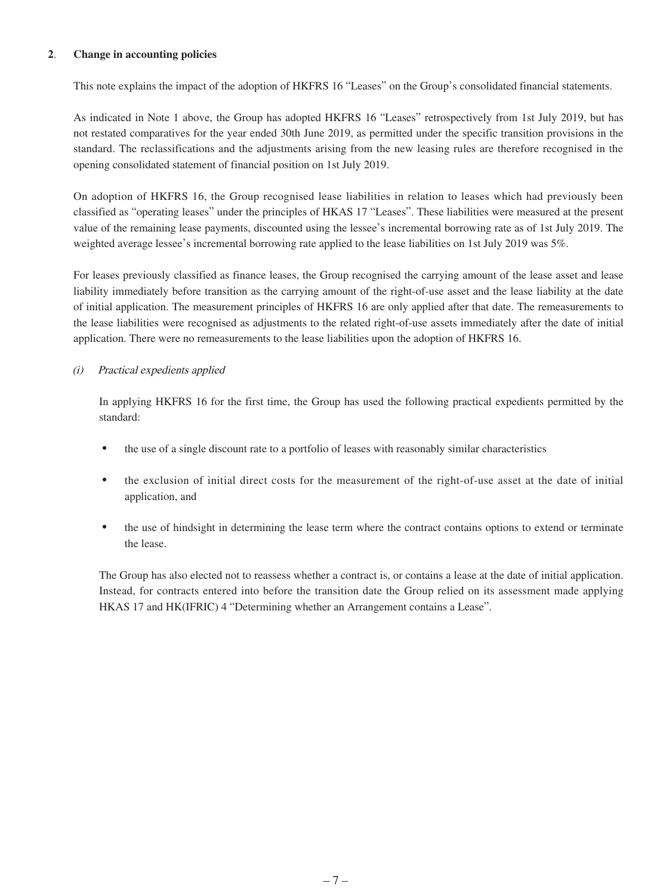## 2. Change in accounting policies

This note explains the impact of the adoption of HKFRS 16 "Leases" on the Group's consolidated financial statements.

As indicated in Note 1 above, the Group has adopted HKFRS 16 "Leases" retrospectively from 1st July 2019, but has not restated comparatives for the year ended 30th June 2019, as permitted under the specific transition provisions in the standard. The reclassifications and the adjustments arising from the new leasing rules are therefore recognised in the opening consolidated statement of financial position on 1st July 2019.

On adoption of HKFRS 16, the Group recognised lease liabilities in relation to leases which had previously been classified as "operating leases" under the principles of HKAS 17 "Leases". These liabilities were measured at the present value of the remaining lease payments, discounted using the lessee's incremental borrowing rate as of 1st July 2019. The weighted average lessee's incremental borrowing rate applied to the lease liabilities on 1st July 2019 was 5%.

For leases previously classified as finance leases, the Group recognised the carrying amount of the lease asset and lease liability immediately before transition as the carrying amount of the right-of-use asset and the lease liability at the date of initial application. The measurement principles of HKFRS 16 are only applied after that date. The remeasurements to the lease liabilities were recognised as adjustments to the related right-of-use assets immediately after the date of initial application. There were no remeasurements to the lease liabilities upon the adoption of HKFRS 16.

*(i) Practical expedients applied*

In applying HKFRS 16 for the first time, the Group has used the following practical expedients permitted by the standard:

- the use of a single discount rate to a portfolio of leases with reasonably similar characteristics
- the exclusion of initial direct costs for the measurement of the right-of-use asset at the date of initial application, and
- the use of hindsight in determining the lease term where the contract contains options to extend or terminate the lease.

The Group has also elected not to reassess whether a contract is, or contains a lease at the date of initial application. Instead, for contracts entered into before the transition date the Group relied on its assessment made applying HKAS 17 and HK(IFRIC) 4 "Determining whether an Arrangement contains a Lease".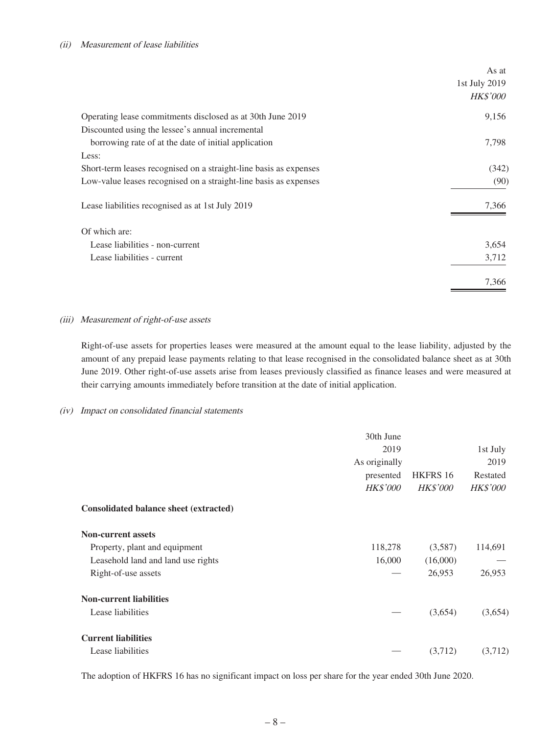*(ii) Measurement of lease liabilities*

| | As at 1st July 2019 *HK$'000* |
|---|---|
| Operating lease commitments disclosed as at 30th June 2019 | 9,156 |
| Discounted using the lessee's annual incremental borrowing rate of at the date of initial application | 7,798 |
| Less: | |
| Short-term leases recognised on a straight-line basis as expenses | (342) |
| Low-value leases recognised on a straight-line basis as expenses | (90) |
| Lease liabilities recognised as at 1st July 2019 | 7,366 |
| Of which are: | |
| Lease liabilities - non-current | 3,654 |
| Lease liabilities - current | 3,712 |
| | 7,366 |

*(iii) Measurement of right-of-use assets*

Right-of-use assets for properties leases were measured at the amount equal to the lease liability, adjusted by the amount of any prepaid lease payments relating to that lease recognised in the consolidated balance sheet as at 30th June 2019. Other right-of-use assets arise from leases previously classified as finance leases and were measured at their carrying amounts immediately before transition at the date of initial application.

*(iv) Impact on consolidated financial statements*

| | 30th June 2019 As originally presented *HK$'000* | HKFRS 16 *HK$'000* | 1st July 2019 Restated *HK$'000* |
|---|---|---|---|
| **Consolidated balance sheet (extracted)** | | | |
| **Non-current assets** | | | |
| Property, plant and equipment | 118,278 | (3,587) | 114,691 |
| Leasehold land and land use rights | 16,000 | (16,000) | — |
| Right-of-use assets | — | 26,953 | 26,953 |
| **Non-current liabilities** | | | |
| Lease liabilities | — | (3,654) | (3,654) |
| **Current liabilities** | | | |
| Lease liabilities | — | (3,712) | (3,712) |

The adoption of HKFRS 16 has no significant impact on loss per share for the year ended 30th June 2020.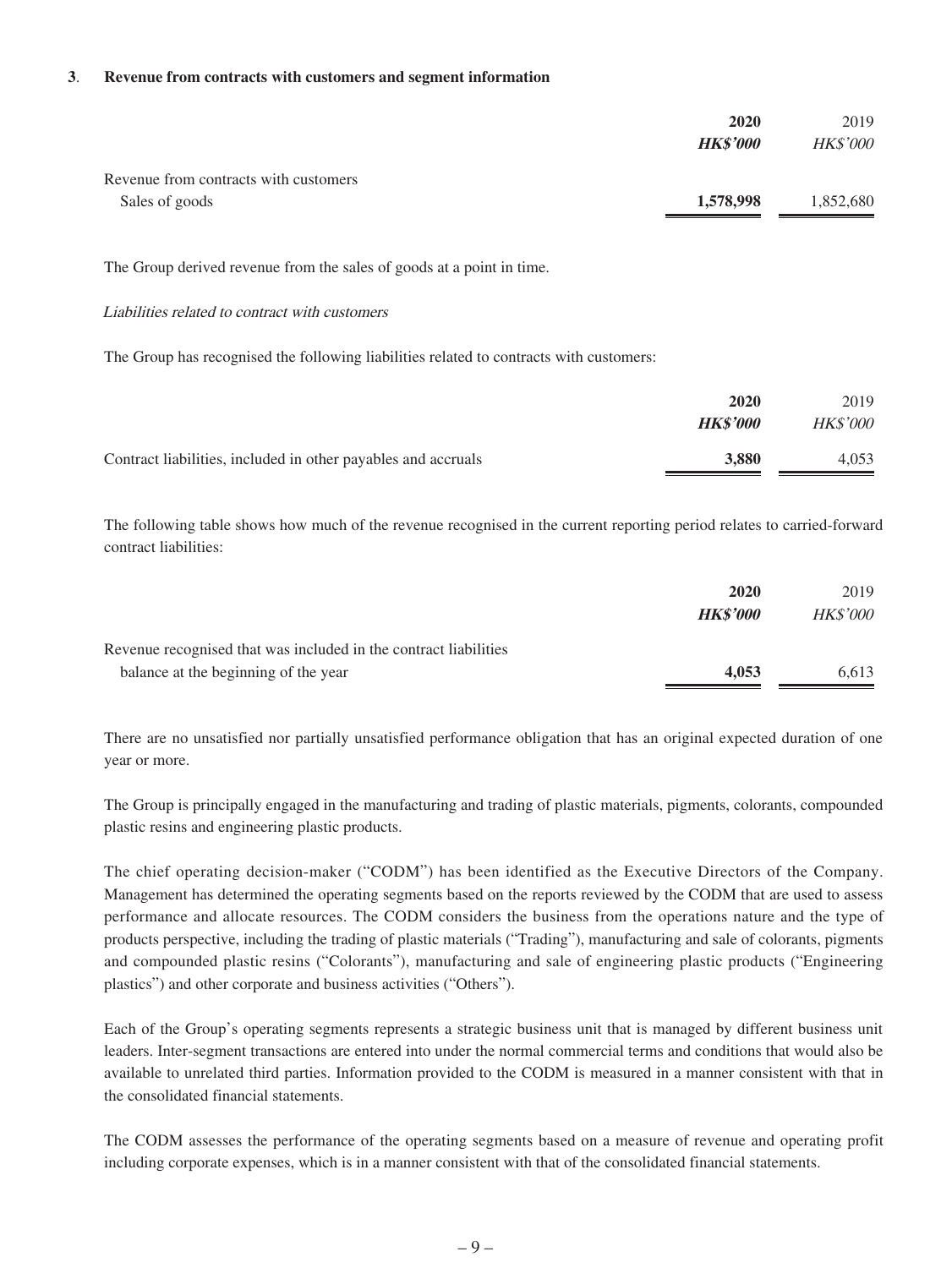### 3. Revenue from contracts with customers and segment information

| | 2020 | 2019 |
|---|---|---|
| | ***HK$'000*** | *HK$'000* |
| Revenue from contracts with customers | | |
| Sales of goods | **1,578,998** | 1,852,680 |

The Group derived revenue from the sales of goods at a point in time.

*Liabilities related to contract with customers*

The Group has recognised the following liabilities related to contracts with customers:

| | 2020 | 2019 |
|---|---|---|
| | ***HK$'000*** | *HK$'000* |
| Contract liabilities, included in other payables and accruals | **3,880** | 4,053 |

The following table shows how much of the revenue recognised in the current reporting period relates to carried-forward contract liabilities:

| | 2020 | 2019 |
|---|---|---|
| | ***HK$'000*** | *HK$'000* |
| Revenue recognised that was included in the contract liabilities balance at the beginning of the year | **4,053** | 6,613 |

There are no unsatisfied nor partially unsatisfied performance obligation that has an original expected duration of one year or more.

The Group is principally engaged in the manufacturing and trading of plastic materials, pigments, colorants, compounded plastic resins and engineering plastic products.

The chief operating decision-maker ("CODM") has been identified as the Executive Directors of the Company. Management has determined the operating segments based on the reports reviewed by the CODM that are used to assess performance and allocate resources. The CODM considers the business from the operations nature and the type of products perspective, including the trading of plastic materials ("Trading"), manufacturing and sale of colorants, pigments and compounded plastic resins ("Colorants"), manufacturing and sale of engineering plastic products ("Engineering plastics") and other corporate and business activities ("Others").

Each of the Group's operating segments represents a strategic business unit that is managed by different business unit leaders. Inter-segment transactions are entered into under the normal commercial terms and conditions that would also be available to unrelated third parties. Information provided to the CODM is measured in a manner consistent with that in the consolidated financial statements.

The CODM assesses the performance of the operating segments based on a measure of revenue and operating profit including corporate expenses, which is in a manner consistent with that of the consolidated financial statements.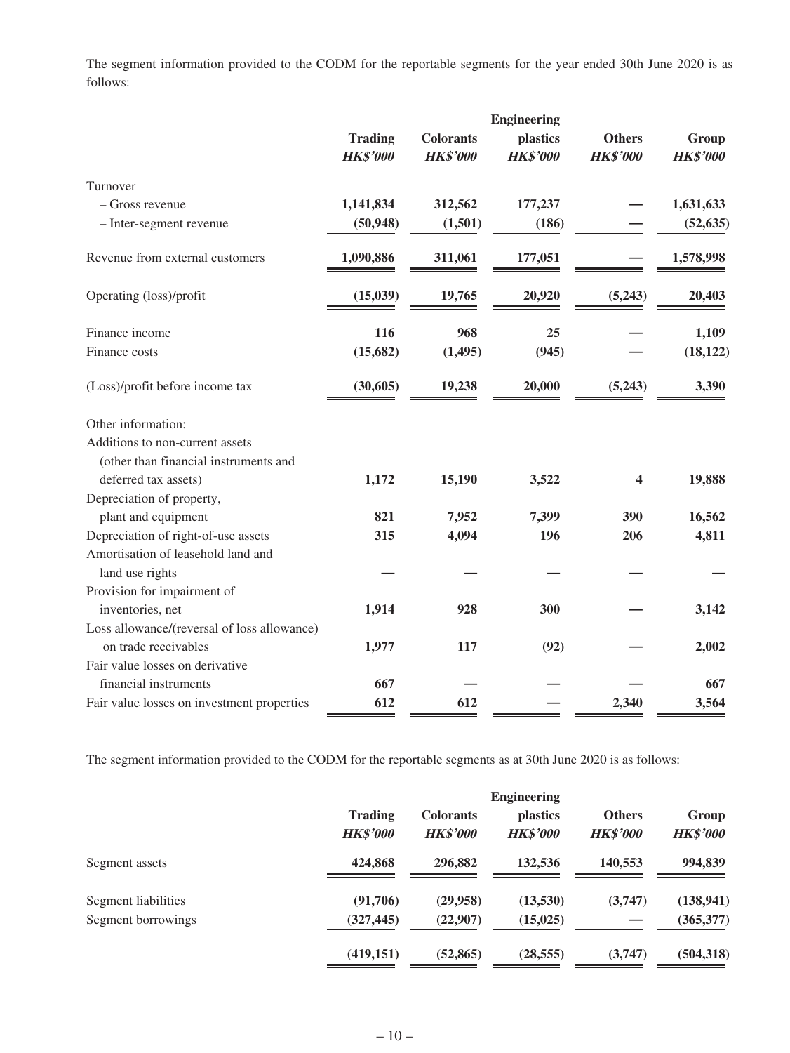The segment information provided to the CODM for the reportable segments for the year ended 30th June 2020 is as follows:

| | Trading | Colorants | Engineering plastics | Others | Group |
|---|---|---|---|---|---|
| | *HK$'000* | *HK$'000* | *HK$'000* | *HK$'000* | *HK$'000* |
| Turnover | | | | | |
| – Gross revenue | **1,141,834** | **312,562** | **177,237** | **—** | **1,631,633** |
| – Inter-segment revenue | **(50,948)** | **(1,501)** | **(186)** | **—** | **(52,635)** |
| Revenue from external customers | **1,090,886** | **311,061** | **177,051** | **—** | **1,578,998** |
| Operating (loss)/profit | **(15,039)** | **19,765** | **20,920** | **(5,243)** | **20,403** |
| Finance income | **116** | **968** | **25** | **—** | **1,109** |
| Finance costs | **(15,682)** | **(1,495)** | **(945)** | **—** | **(18,122)** |
| (Loss)/profit before income tax | **(30,605)** | **19,238** | **20,000** | **(5,243)** | **3,390** |
| Other information: | | | | | |
| Additions to non-current assets (other than financial instruments and deferred tax assets) | **1,172** | **15,190** | **3,522** | **4** | **19,888** |
| Depreciation of property, plant and equipment | **821** | **7,952** | **7,399** | **390** | **16,562** |
| Depreciation of right-of-use assets | **315** | **4,094** | **196** | **206** | **4,811** |
| Amortisation of leasehold land and land use rights | **—** | **—** | **—** | **—** | **—** |
| Provision for impairment of inventories, net | **1,914** | **928** | **300** | **—** | **3,142** |
| Loss allowance/(reversal of loss allowance) on trade receivables | **1,977** | **117** | **(92)** | **—** | **2,002** |
| Fair value losses on derivative financial instruments | **667** | **—** | **—** | **—** | **667** |
| Fair value losses on investment properties | **612** | **612** | **—** | **2,340** | **3,564** |

The segment information provided to the CODM for the reportable segments as at 30th June 2020 is as follows:

| | Trading | Colorants | Engineering plastics | Others | Group |
|---|---|---|---|---|---|
| | *HK$'000* | *HK$'000* | *HK$'000* | *HK$'000* | *HK$'000* |
| Segment assets | **424,868** | **296,882** | **132,536** | **140,553** | **994,839** |
| Segment liabilities | **(91,706)** | **(29,958)** | **(13,530)** | **(3,747)** | **(138,941)** |
| Segment borrowings | **(327,445)** | **(22,907)** | **(15,025)** | **—** | **(365,377)** |
| | **(419,151)** | **(52,865)** | **(28,555)** | **(3,747)** | **(504,318)** |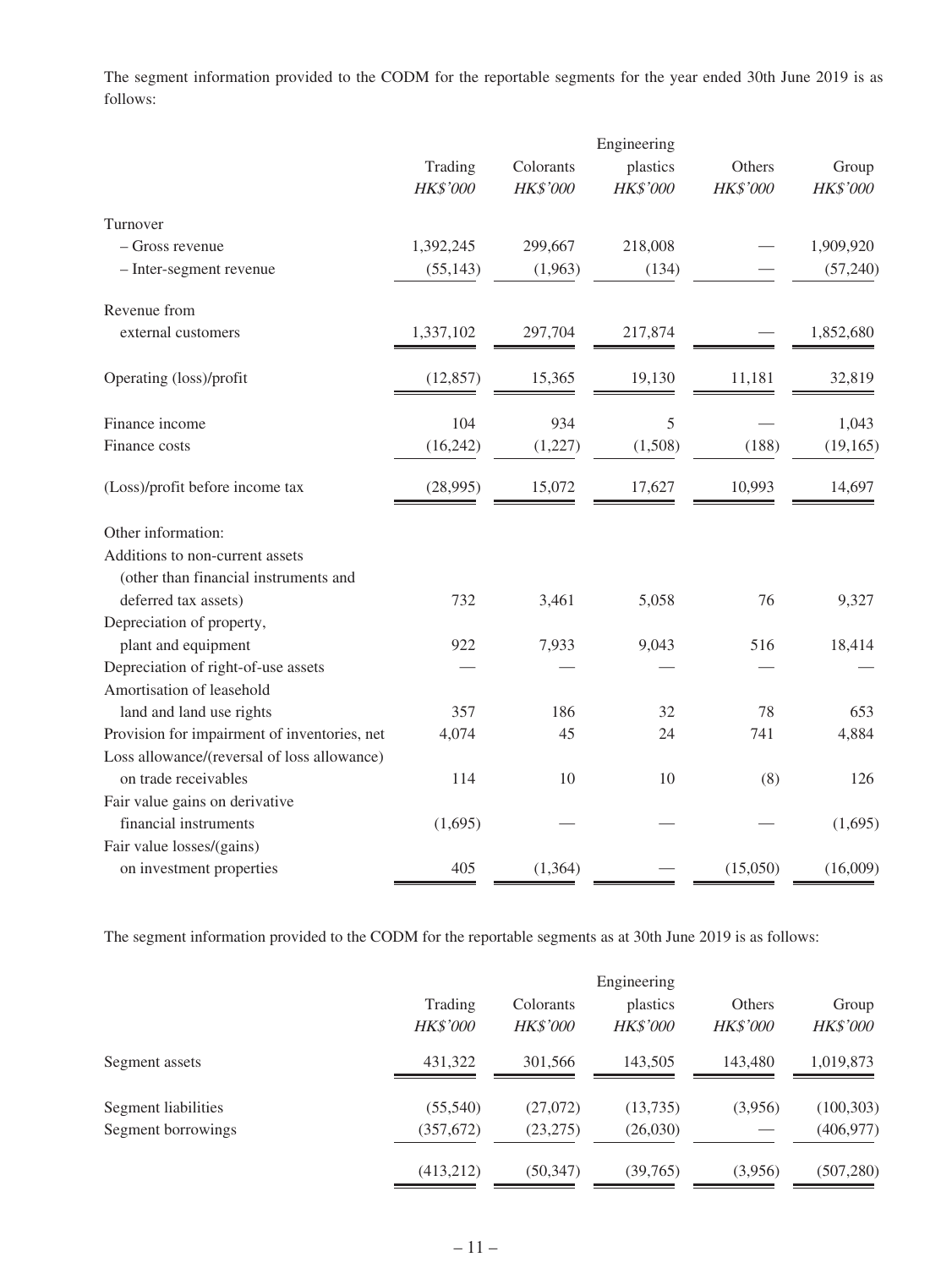The segment information provided to the CODM for the reportable segments for the year ended 30th June 2019 is as follows:

| | Trading | Colorants | Engineering plastics | Others | Group |
|---|---|---|---|---|---|
| | *HK$'000* | *HK$'000* | *HK$'000* | *HK$'000* | *HK$'000* |
| Turnover | | | | | |
| – Gross revenue | 1,392,245 | 299,667 | 218,008 | — | 1,909,920 |
| – Inter-segment revenue | (55,143) | (1,963) | (134) | — | (57,240) |
| Revenue from external customers | 1,337,102 | 297,704 | 217,874 | — | 1,852,680 |
| Operating (loss)/profit | (12,857) | 15,365 | 19,130 | 11,181 | 32,819 |
| Finance income | 104 | 934 | 5 | — | 1,043 |
| Finance costs | (16,242) | (1,227) | (1,508) | (188) | (19,165) |
| (Loss)/profit before income tax | (28,995) | 15,072 | 17,627 | 10,993 | 14,697 |
| Other information: | | | | | |
| Additions to non-current assets (other than financial instruments and deferred tax assets) | 732 | 3,461 | 5,058 | 76 | 9,327 |
| Depreciation of property, plant and equipment | 922 | 7,933 | 9,043 | 516 | 18,414 |
| Depreciation of right-of-use assets | — | — | — | — | — |
| Amortisation of leasehold land and land use rights | 357 | 186 | 32 | 78 | 653 |
| Provision for impairment of inventories, net | 4,074 | 45 | 24 | 741 | 4,884 |
| Loss allowance/(reversal of loss allowance) on trade receivables | 114 | 10 | 10 | (8) | 126 |
| Fair value gains on derivative financial instruments | (1,695) | — | — | — | (1,695) |
| Fair value losses/(gains) on investment properties | 405 | (1,364) | — | (15,050) | (16,009) |

The segment information provided to the CODM for the reportable segments as at 30th June 2019 is as follows:

| | Trading | Colorants | Engineering plastics | Others | Group |
|---|---|---|---|---|---|
| | *HK$'000* | *HK$'000* | *HK$'000* | *HK$'000* | *HK$'000* |
| Segment assets | 431,322 | 301,566 | 143,505 | 143,480 | 1,019,873 |
| Segment liabilities | (55,540) | (27,072) | (13,735) | (3,956) | (100,303) |
| Segment borrowings | (357,672) | (23,275) | (26,030) | — | (406,977) |
| | (413,212) | (50,347) | (39,765) | (3,956) | (507,280) |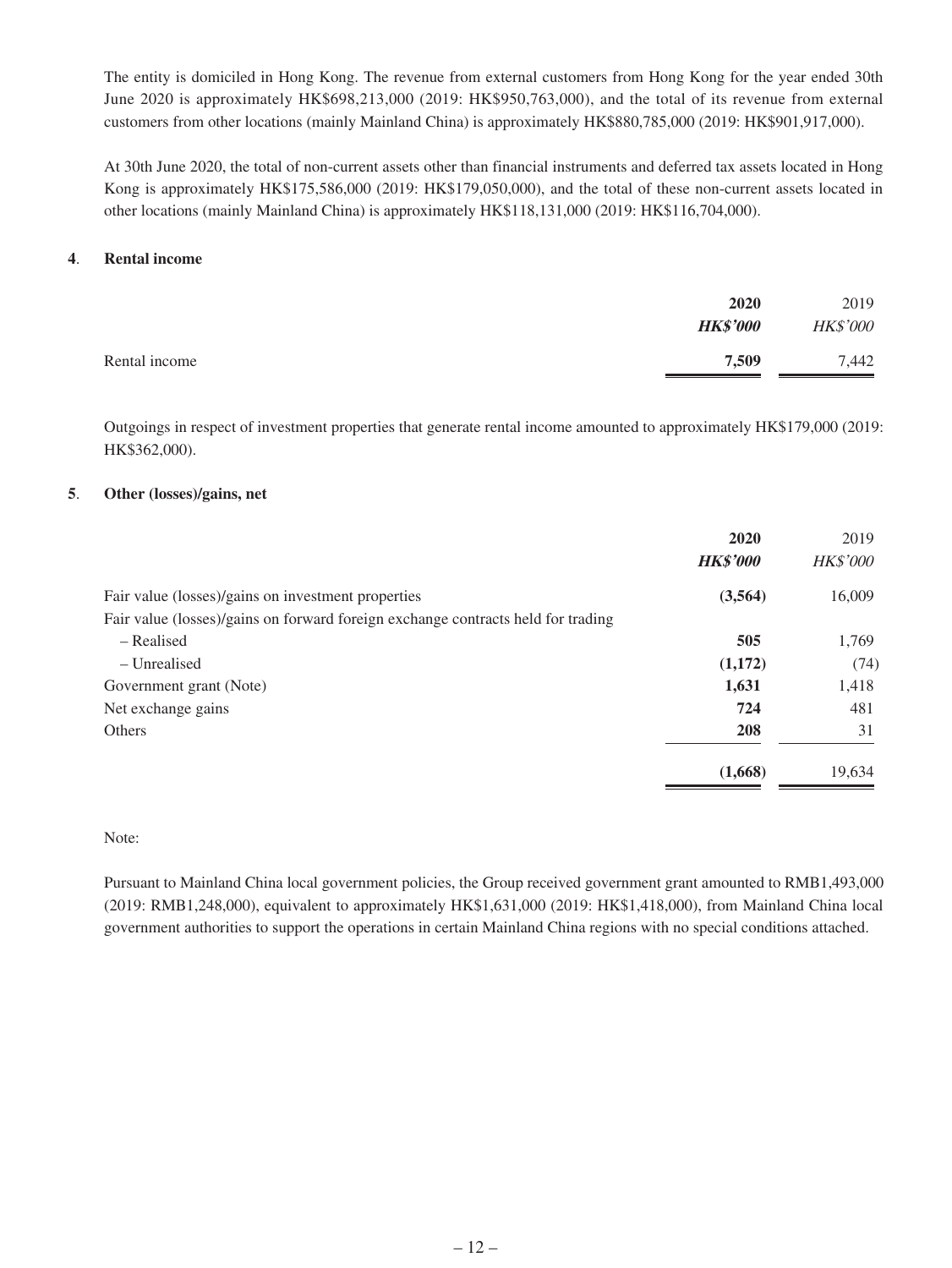The entity is domiciled in Hong Kong. The revenue from external customers from Hong Kong for the year ended 30th June 2020 is approximately HK$698,213,000 (2019: HK$950,763,000), and the total of its revenue from external customers from other locations (mainly Mainland China) is approximately HK$880,785,000 (2019: HK$901,917,000).

At 30th June 2020, the total of non-current assets other than financial instruments and deferred tax assets located in Hong Kong is approximately HK$175,586,000 (2019: HK$179,050,000), and the total of these non-current assets located in other locations (mainly Mainland China) is approximately HK$118,131,000 (2019: HK$116,704,000).

## 4. Rental income

| | 2020<br>*HK$'000* | 2019<br>*HK$'000* |
|---|---|---|
| Rental income | **7,509** | 7,442 |

Outgoings in respect of investment properties that generate rental income amounted to approximately HK$179,000 (2019: HK$362,000).

## 5. Other (losses)/gains, net

| | 2020<br>*HK$'000* | 2019<br>*HK$'000* |
|---|---|---|
| Fair value (losses)/gains on investment properties | **(3,564)** | 16,009 |
| Fair value (losses)/gains on forward foreign exchange contracts held for trading | | |
| – Realised | **505** | 1,769 |
| – Unrealised | **(1,172)** | (74) |
| Government grant (Note) | **1,631** | 1,418 |
| Net exchange gains | **724** | 481 |
| Others | **208** | 31 |
| | **(1,668)** | 19,634 |

Note:

Pursuant to Mainland China local government policies, the Group received government grant amounted to RMB1,493,000 (2019: RMB1,248,000), equivalent to approximately HK$1,631,000 (2019: HK$1,418,000), from Mainland China local government authorities to support the operations in certain Mainland China regions with no special conditions attached.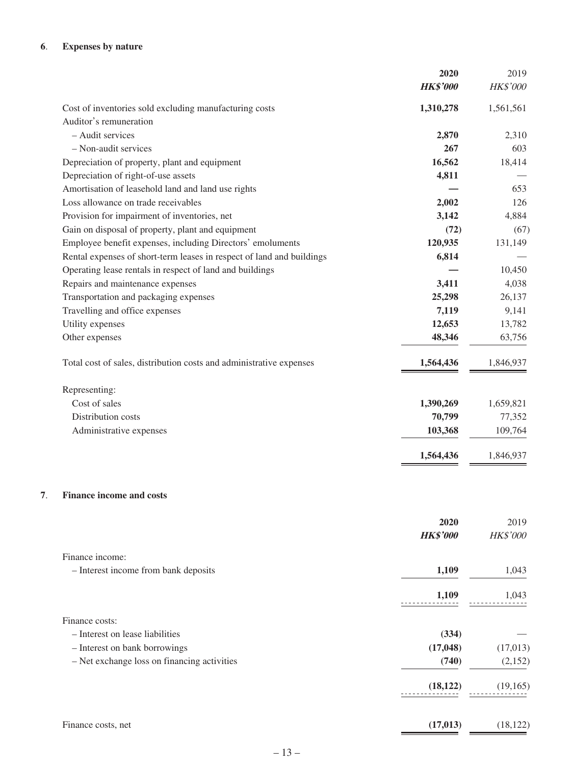## 6. Expenses by nature

| | **2020** | 2019 |
|---|---|---|
| | ***HK$'000*** | *HK$'000* |
| Cost of inventories sold excluding manufacturing costs | **1,310,278** | 1,561,561 |
| Auditor's remuneration | | |
| – Audit services | **2,870** | 2,310 |
| – Non-audit services | **267** | 603 |
| Depreciation of property, plant and equipment | **16,562** | 18,414 |
| Depreciation of right-of-use assets | **4,811** | — |
| Amortisation of leasehold land and land use rights | **—** | 653 |
| Loss allowance on trade receivables | **2,002** | 126 |
| Provision for impairment of inventories, net | **3,142** | 4,884 |
| Gain on disposal of property, plant and equipment | **(72)** | (67) |
| Employee benefit expenses, including Directors' emoluments | **120,935** | 131,149 |
| Rental expenses of short-term leases in respect of land and buildings | **6,814** | — |
| Operating lease rentals in respect of land and buildings | **—** | 10,450 |
| Repairs and maintenance expenses | **3,411** | 4,038 |
| Transportation and packaging expenses | **25,298** | 26,137 |
| Travelling and office expenses | **7,119** | 9,141 |
| Utility expenses | **12,653** | 13,782 |
| Other expenses | **48,346** | 63,756 |
| Total cost of sales, distribution costs and administrative expenses | **1,564,436** | 1,846,937 |
| Representing: | | |
| Cost of sales | **1,390,269** | 1,659,821 |
| Distribution costs | **70,799** | 77,352 |
| Administrative expenses | **103,368** | 109,764 |
| | **1,564,436** | 1,846,937 |

## 7. Finance income and costs

| | **2020** | 2019 |
|---|---|---|
| | ***HK$'000*** | *HK$'000* |
| Finance income: | | |
| – Interest income from bank deposits | **1,109** | 1,043 |
| | **1,109** | 1,043 |
| Finance costs: | | |
| – Interest on lease liabilities | **(334)** | — |
| – Interest on bank borrowings | **(17,048)** | (17,013) |
| – Net exchange loss on financing activities | **(740)** | (2,152) |
| | **(18,122)** | (19,165) |
| Finance costs, net | **(17,013)** | (18,122) |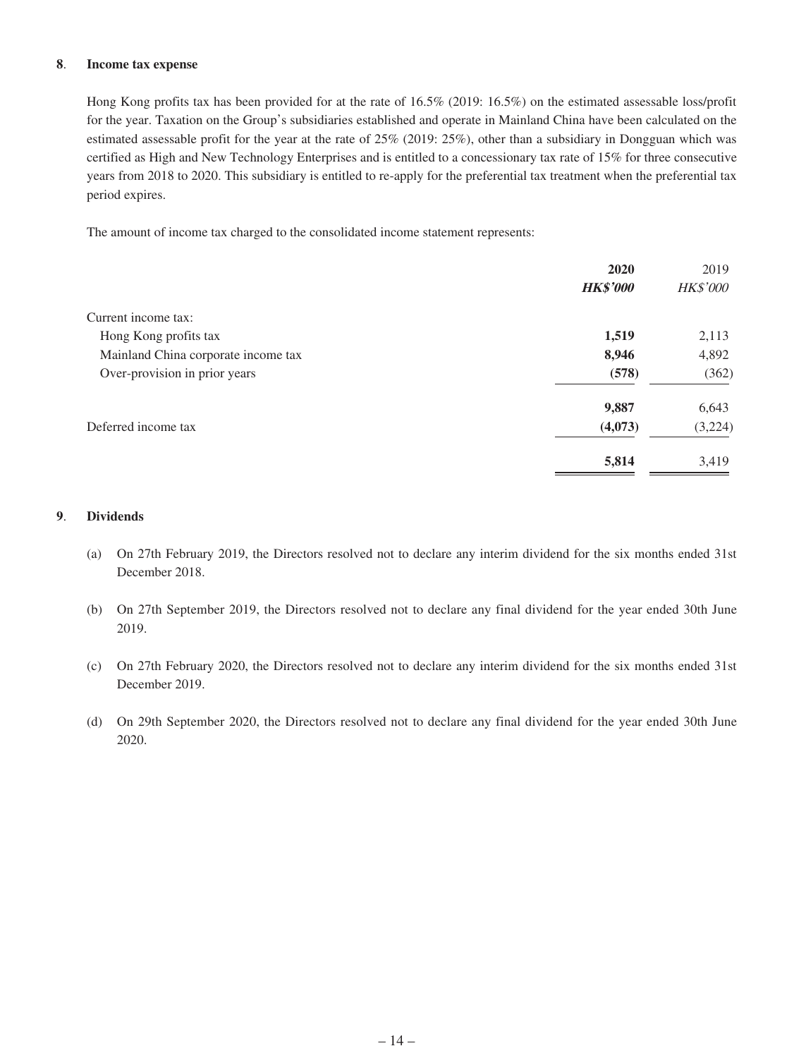**8. Income tax expense**

Hong Kong profits tax has been provided for at the rate of 16.5% (2019: 16.5%) on the estimated assessable loss/profit for the year. Taxation on the Group's subsidiaries established and operate in Mainland China have been calculated on the estimated assessable profit for the year at the rate of 25% (2019: 25%), other than a subsidiary in Dongguan which was certified as High and New Technology Enterprises and is entitled to a concessionary tax rate of 15% for three consecutive years from 2018 to 2020. This subsidiary is entitled to re-apply for the preferential tax treatment when the preferential tax period expires.

The amount of income tax charged to the consolidated income statement represents:

| | **2020** | 2019 |
|---|---|---|
| | ***HK$'000*** | *HK$'000* |
| Current income tax: | | |
| Hong Kong profits tax | **1,519** | 2,113 |
| Mainland China corporate income tax | **8,946** | 4,892 |
| Over-provision in prior years | **(578)** | (362) |
| | **9,887** | 6,643 |
| Deferred income tax | **(4,073)** | (3,224) |
| | **5,814** | 3,419 |

**9. Dividends**

(a) On 27th February 2019, the Directors resolved not to declare any interim dividend for the six months ended 31st December 2018.

(b) On 27th September 2019, the Directors resolved not to declare any final dividend for the year ended 30th June 2019.

(c) On 27th February 2020, the Directors resolved not to declare any interim dividend for the six months ended 31st December 2019.

(d) On 29th September 2020, the Directors resolved not to declare any final dividend for the year ended 30th June 2020.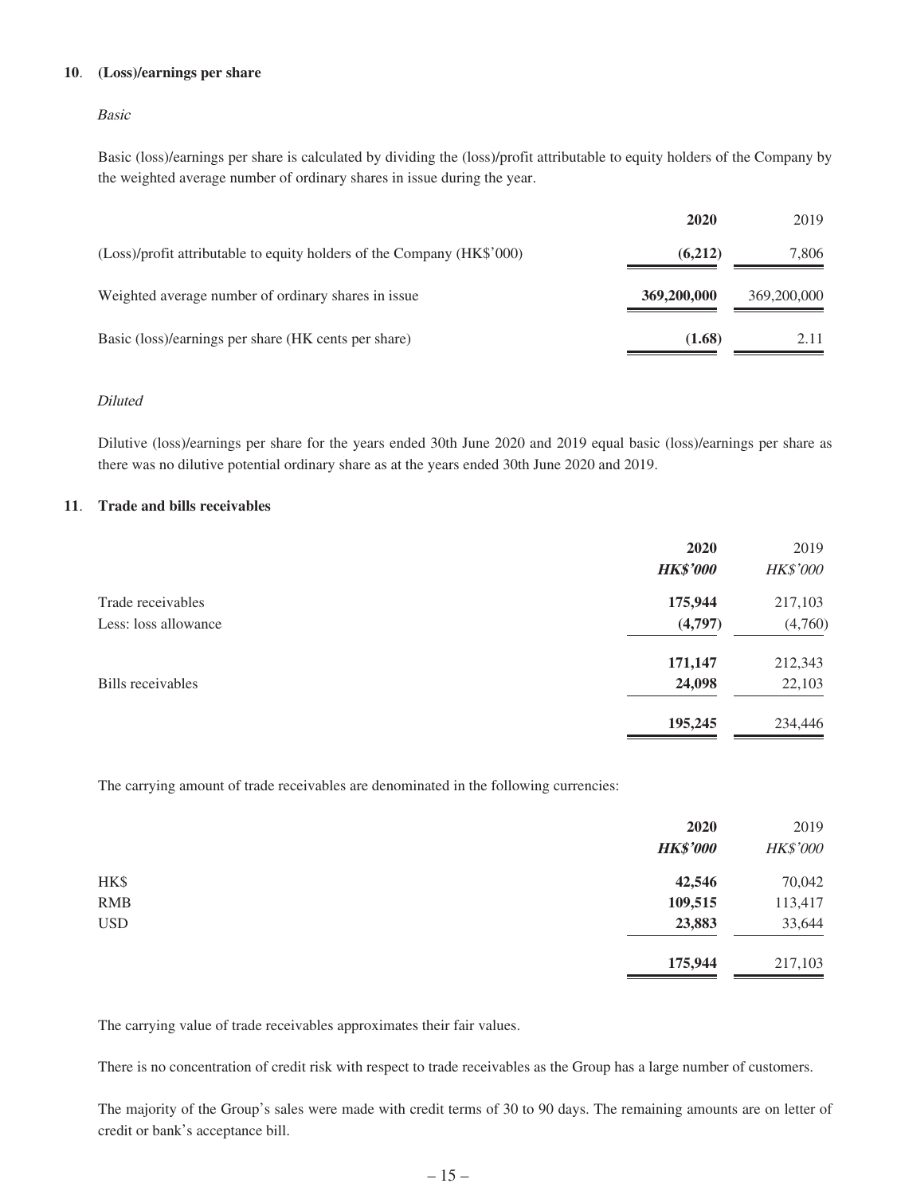## 10. (Loss)/earnings per share

*Basic*

Basic (loss)/earnings per share is calculated by dividing the (loss)/profit attributable to equity holders of the Company by the weighted average number of ordinary shares in issue during the year.

| | **2020** | 2019 |
|---|---|---|
| (Loss)/profit attributable to equity holders of the Company (HK$'000) | **(6,212)** | 7,806 |
| Weighted average number of ordinary shares in issue | **369,200,000** | 369,200,000 |
| Basic (loss)/earnings per share (HK cents per share) | **(1.68)** | 2.11 |

*Diluted*

Dilutive (loss)/earnings per share for the years ended 30th June 2020 and 2019 equal basic (loss)/earnings per share as there was no dilutive potential ordinary share as at the years ended 30th June 2020 and 2019.

## 11. Trade and bills receivables

| | **2020** | 2019 |
|---|---|---|
| | ***HK$'000*** | *HK$'000* |
| Trade receivables | **175,944** | 217,103 |
| Less: loss allowance | **(4,797)** | (4,760) |
| | **171,147** | 212,343 |
| Bills receivables | **24,098** | 22,103 |
| | **195,245** | 234,446 |

The carrying amount of trade receivables are denominated in the following currencies:

| | **2020** | 2019 |
|---|---|---|
| | ***HK$'000*** | *HK$'000* |
| HK$ | **42,546** | 70,042 |
| RMB | **109,515** | 113,417 |
| USD | **23,883** | 33,644 |
| | **175,944** | 217,103 |

The carrying value of trade receivables approximates their fair values.

There is no concentration of credit risk with respect to trade receivables as the Group has a large number of customers.

The majority of the Group's sales were made with credit terms of 30 to 90 days. The remaining amounts are on letter of credit or bank's acceptance bill.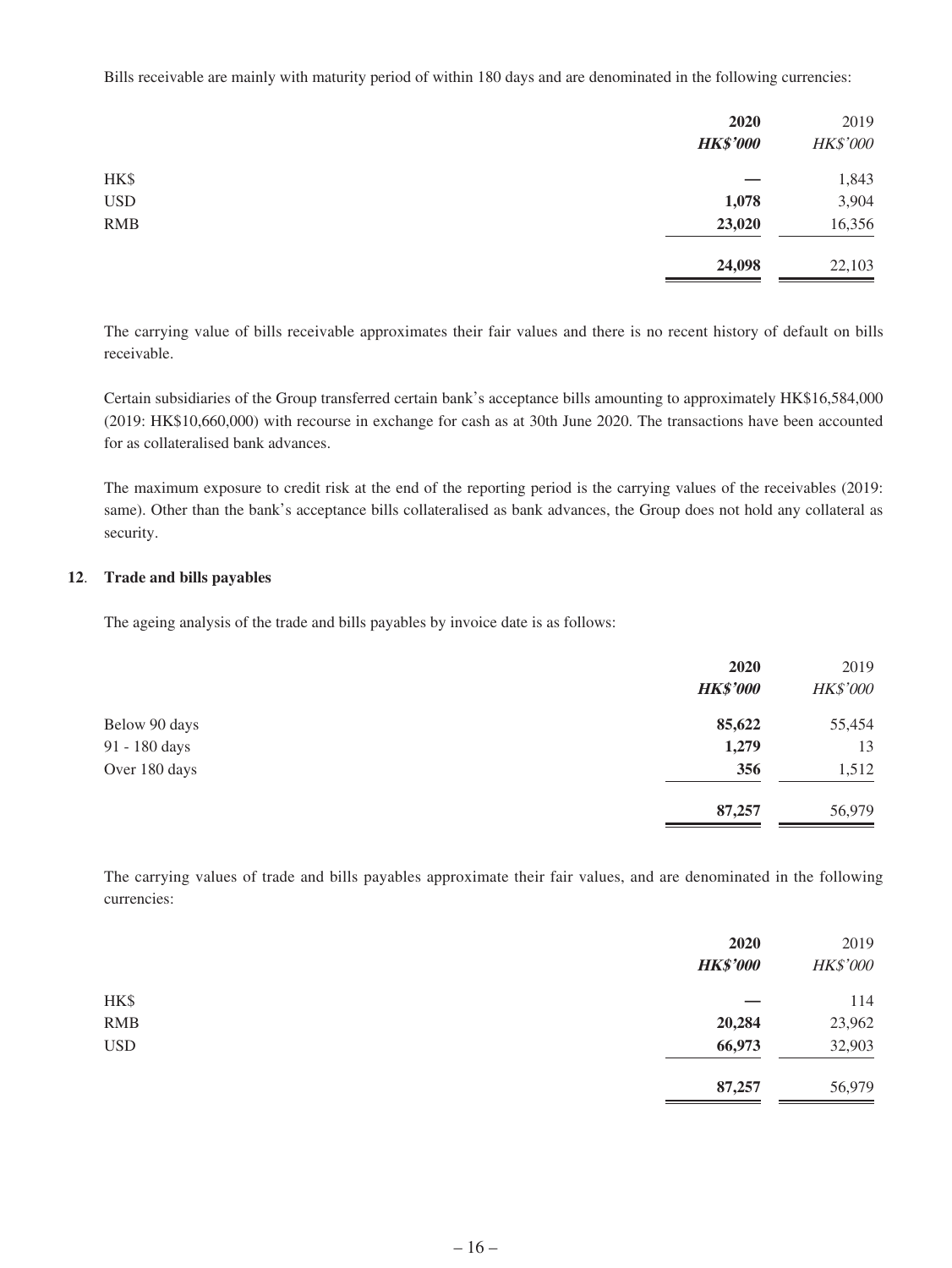Bills receivable are mainly with maturity period of within 180 days and are denominated in the following currencies:

| | 2020 | 2019 |
|---|---|---|
| | ***HK$'000*** | *HK$'000* |
| HK$ | **—** | 1,843 |
| USD | **1,078** | 3,904 |
| RMB | **23,020** | 16,356 |
| | **24,098** | 22,103 |

The carrying value of bills receivable approximates their fair values and there is no recent history of default on bills receivable.

Certain subsidiaries of the Group transferred certain bank's acceptance bills amounting to approximately HK$16,584,000 (2019: HK$10,660,000) with recourse in exchange for cash as at 30th June 2020. The transactions have been accounted for as collateralised bank advances.

The maximum exposure to credit risk at the end of the reporting period is the carrying values of the receivables (2019: same). Other than the bank's acceptance bills collateralised as bank advances, the Group does not hold any collateral as security.

## 12. Trade and bills payables

The ageing analysis of the trade and bills payables by invoice date is as follows:

| | 2020 | 2019 |
|---|---|---|
| | ***HK$'000*** | *HK$'000* |
| Below 90 days | **85,622** | 55,454 |
| 91 - 180 days | **1,279** | 13 |
| Over 180 days | **356** | 1,512 |
| | **87,257** | 56,979 |

The carrying values of trade and bills payables approximate their fair values, and are denominated in the following currencies:

| | 2020 | 2019 |
|---|---|---|
| | ***HK$'000*** | *HK$'000* |
| HK$ | **—** | 114 |
| RMB | **20,284** | 23,962 |
| USD | **66,973** | 32,903 |
| | **87,257** | 56,979 |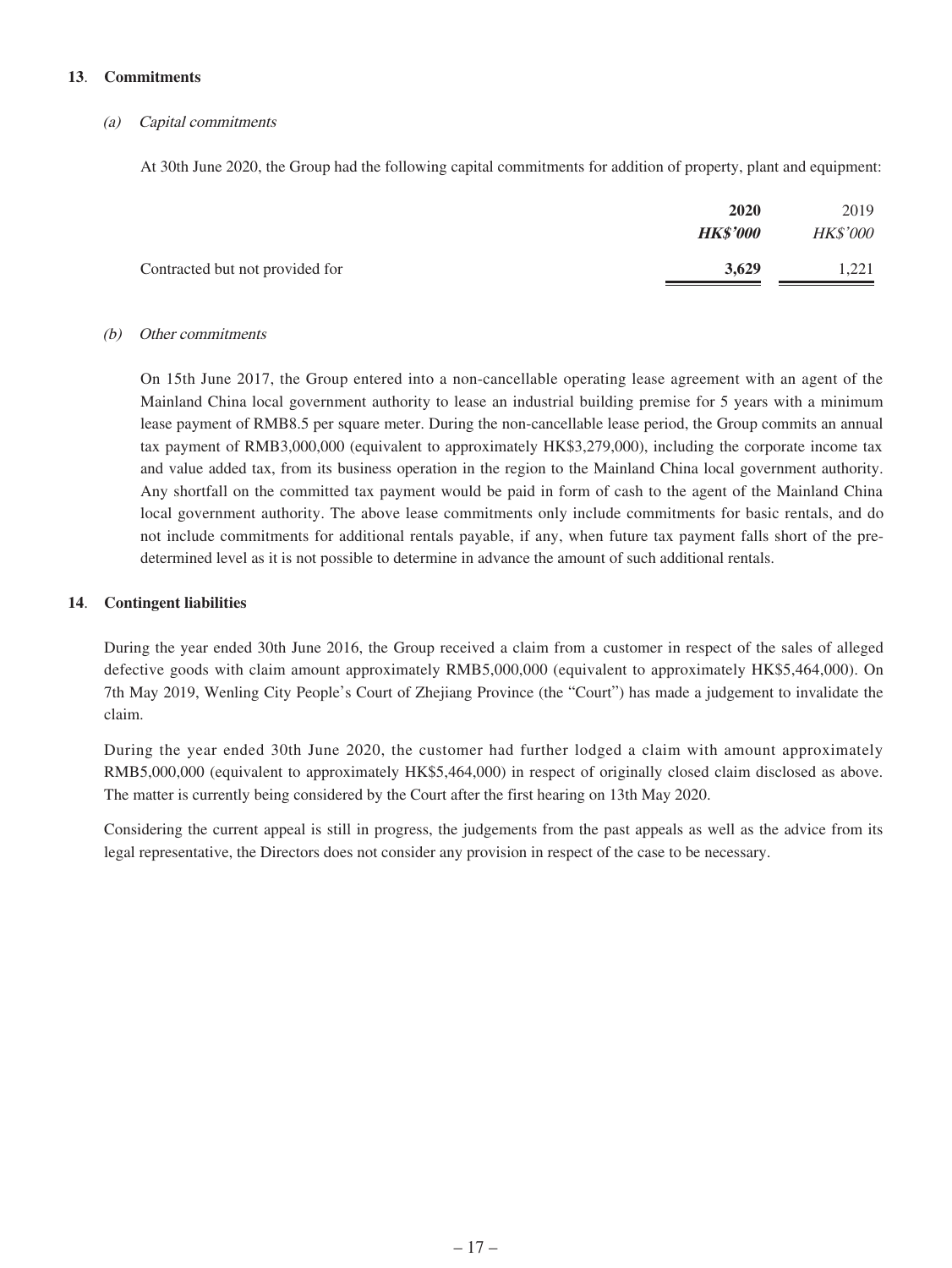## 13. Commitments

### *(a) Capital commitments*

At 30th June 2020, the Group had the following capital commitments for addition of property, plant and equipment:

| | **2020** | 2019 |
|---|---|---|
| | ***HK$'000*** | *HK$'000* |
| Contracted but not provided for | **3,629** | 1,221 |

### *(b) Other commitments*

On 15th June 2017, the Group entered into a non-cancellable operating lease agreement with an agent of the Mainland China local government authority to lease an industrial building premise for 5 years with a minimum lease payment of RMB8.5 per square meter. During the non-cancellable lease period, the Group commits an annual tax payment of RMB3,000,000 (equivalent to approximately HK$3,279,000), including the corporate income tax and value added tax, from its business operation in the region to the Mainland China local government authority. Any shortfall on the committed tax payment would be paid in form of cash to the agent of the Mainland China local government authority. The above lease commitments only include commitments for basic rentals, and do not include commitments for additional rentals payable, if any, when future tax payment falls short of the pre-determined level as it is not possible to determine in advance the amount of such additional rentals.

## 14. Contingent liabilities

During the year ended 30th June 2016, the Group received a claim from a customer in respect of the sales of alleged defective goods with claim amount approximately RMB5,000,000 (equivalent to approximately HK$5,464,000). On 7th May 2019, Wenling City People's Court of Zhejiang Province (the "Court") has made a judgement to invalidate the claim.

During the year ended 30th June 2020, the customer had further lodged a claim with amount approximately RMB5,000,000 (equivalent to approximately HK$5,464,000) in respect of originally closed claim disclosed as above. The matter is currently being considered by the Court after the first hearing on 13th May 2020.

Considering the current appeal is still in progress, the judgements from the past appeals as well as the advice from its legal representative, the Directors does not consider any provision in respect of the case to be necessary.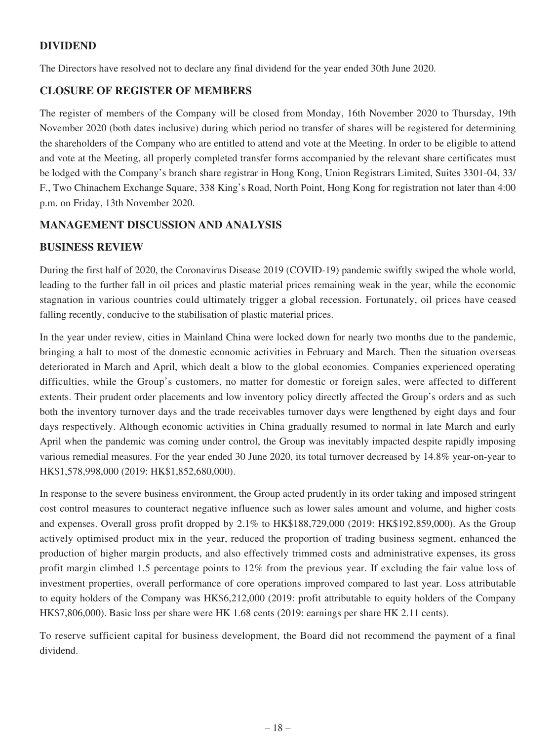## DIVIDEND

The Directors have resolved not to declare any final dividend for the year ended 30th June 2020.

## CLOSURE OF REGISTER OF MEMBERS

The register of members of the Company will be closed from Monday, 16th November 2020 to Thursday, 19th November 2020 (both dates inclusive) during which period no transfer of shares will be registered for determining the shareholders of the Company who are entitled to attend and vote at the Meeting. In order to be eligible to attend and vote at the Meeting, all properly completed transfer forms accompanied by the relevant share certificates must be lodged with the Company's branch share registrar in Hong Kong, Union Registrars Limited, Suites 3301-04, 33/F., Two Chinachem Exchange Square, 338 King's Road, North Point, Hong Kong for registration not later than 4:00 p.m. on Friday, 13th November 2020.

## MANAGEMENT DISCUSSION AND ANALYSIS

## BUSINESS REVIEW

During the first half of 2020, the Coronavirus Disease 2019 (COVID-19) pandemic swiftly swiped the whole world, leading to the further fall in oil prices and plastic material prices remaining weak in the year, while the economic stagnation in various countries could ultimately trigger a global recession. Fortunately, oil prices have ceased falling recently, conducive to the stabilisation of plastic material prices.

In the year under review, cities in Mainland China were locked down for nearly two months due to the pandemic, bringing a halt to most of the domestic economic activities in February and March. Then the situation overseas deteriorated in March and April, which dealt a blow to the global economies. Companies experienced operating difficulties, while the Group's customers, no matter for domestic or foreign sales, were affected to different extents. Their prudent order placements and low inventory policy directly affected the Group's orders and as such both the inventory turnover days and the trade receivables turnover days were lengthened by eight days and four days respectively. Although economic activities in China gradually resumed to normal in late March and early April when the pandemic was coming under control, the Group was inevitably impacted despite rapidly imposing various remedial measures. For the year ended 30 June 2020, its total turnover decreased by 14.8% year-on-year to HK$1,578,998,000 (2019: HK$1,852,680,000).

In response to the severe business environment, the Group acted prudently in its order taking and imposed stringent cost control measures to counteract negative influence such as lower sales amount and volume, and higher costs and expenses. Overall gross profit dropped by 2.1% to HK$188,729,000 (2019: HK$192,859,000). As the Group actively optimised product mix in the year, reduced the proportion of trading business segment, enhanced the production of higher margin products, and also effectively trimmed costs and administrative expenses, its gross profit margin climbed 1.5 percentage points to 12% from the previous year. If excluding the fair value loss of investment properties, overall performance of core operations improved compared to last year. Loss attributable to equity holders of the Company was HK$6,212,000 (2019: profit attributable to equity holders of the Company HK$7,806,000). Basic loss per share were HK 1.68 cents (2019: earnings per share HK 2.11 cents).

To reserve sufficient capital for business development, the Board did not recommend the payment of a final dividend.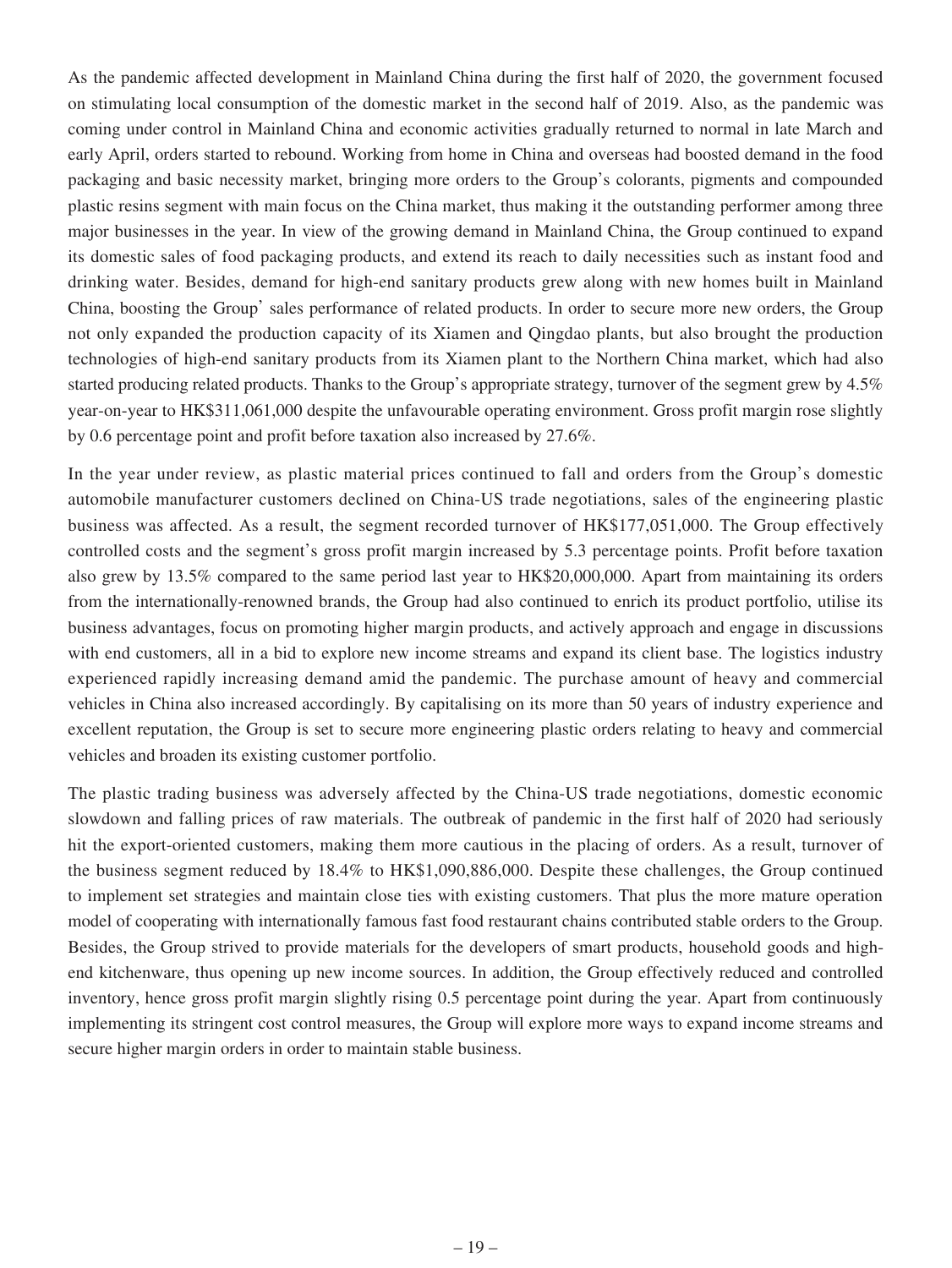As the pandemic affected development in Mainland China during the first half of 2020, the government focused on stimulating local consumption of the domestic market in the second half of 2019. Also, as the pandemic was coming under control in Mainland China and economic activities gradually returned to normal in late March and early April, orders started to rebound. Working from home in China and overseas had boosted demand in the food packaging and basic necessity market, bringing more orders to the Group's colorants, pigments and compounded plastic resins segment with main focus on the China market, thus making it the outstanding performer among three major businesses in the year. In view of the growing demand in Mainland China, the Group continued to expand its domestic sales of food packaging products, and extend its reach to daily necessities such as instant food and drinking water. Besides, demand for high-end sanitary products grew along with new homes built in Mainland China, boosting the Group' sales performance of related products. In order to secure more new orders, the Group not only expanded the production capacity of its Xiamen and Qingdao plants, but also brought the production technologies of high-end sanitary products from its Xiamen plant to the Northern China market, which had also started producing related products. Thanks to the Group's appropriate strategy, turnover of the segment grew by 4.5% year-on-year to HK$311,061,000 despite the unfavourable operating environment. Gross profit margin rose slightly by 0.6 percentage point and profit before taxation also increased by 27.6%.

In the year under review, as plastic material prices continued to fall and orders from the Group's domestic automobile manufacturer customers declined on China-US trade negotiations, sales of the engineering plastic business was affected. As a result, the segment recorded turnover of HK$177,051,000. The Group effectively controlled costs and the segment's gross profit margin increased by 5.3 percentage points. Profit before taxation also grew by 13.5% compared to the same period last year to HK$20,000,000. Apart from maintaining its orders from the internationally-renowned brands, the Group had also continued to enrich its product portfolio, utilise its business advantages, focus on promoting higher margin products, and actively approach and engage in discussions with end customers, all in a bid to explore new income streams and expand its client base. The logistics industry experienced rapidly increasing demand amid the pandemic. The purchase amount of heavy and commercial vehicles in China also increased accordingly. By capitalising on its more than 50 years of industry experience and excellent reputation, the Group is set to secure more engineering plastic orders relating to heavy and commercial vehicles and broaden its existing customer portfolio.

The plastic trading business was adversely affected by the China-US trade negotiations, domestic economic slowdown and falling prices of raw materials. The outbreak of pandemic in the first half of 2020 had seriously hit the export-oriented customers, making them more cautious in the placing of orders. As a result, turnover of the business segment reduced by 18.4% to HK$1,090,886,000. Despite these challenges, the Group continued to implement set strategies and maintain close ties with existing customers. That plus the more mature operation model of cooperating with internationally famous fast food restaurant chains contributed stable orders to the Group. Besides, the Group strived to provide materials for the developers of smart products, household goods and high-end kitchenware, thus opening up new income sources. In addition, the Group effectively reduced and controlled inventory, hence gross profit margin slightly rising 0.5 percentage point during the year. Apart from continuously implementing its stringent cost control measures, the Group will explore more ways to expand income streams and secure higher margin orders in order to maintain stable business.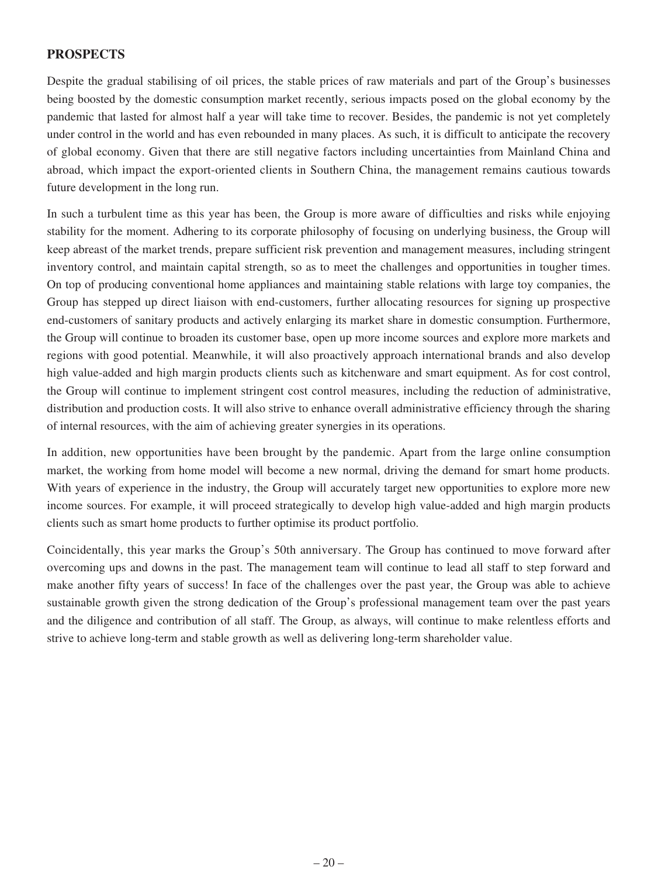## PROSPECTS

Despite the gradual stabilising of oil prices, the stable prices of raw materials and part of the Group's businesses being boosted by the domestic consumption market recently, serious impacts posed on the global economy by the pandemic that lasted for almost half a year will take time to recover. Besides, the pandemic is not yet completely under control in the world and has even rebounded in many places. As such, it is difficult to anticipate the recovery of global economy. Given that there are still negative factors including uncertainties from Mainland China and abroad, which impact the export-oriented clients in Southern China, the management remains cautious towards future development in the long run.

In such a turbulent time as this year has been, the Group is more aware of difficulties and risks while enjoying stability for the moment. Adhering to its corporate philosophy of focusing on underlying business, the Group will keep abreast of the market trends, prepare sufficient risk prevention and management measures, including stringent inventory control, and maintain capital strength, so as to meet the challenges and opportunities in tougher times. On top of producing conventional home appliances and maintaining stable relations with large toy companies, the Group has stepped up direct liaison with end-customers, further allocating resources for signing up prospective end-customers of sanitary products and actively enlarging its market share in domestic consumption. Furthermore, the Group will continue to broaden its customer base, open up more income sources and explore more markets and regions with good potential. Meanwhile, it will also proactively approach international brands and also develop high value-added and high margin products clients such as kitchenware and smart equipment. As for cost control, the Group will continue to implement stringent cost control measures, including the reduction of administrative, distribution and production costs. It will also strive to enhance overall administrative efficiency through the sharing of internal resources, with the aim of achieving greater synergies in its operations.

In addition, new opportunities have been brought by the pandemic. Apart from the large online consumption market, the working from home model will become a new normal, driving the demand for smart home products. With years of experience in the industry, the Group will accurately target new opportunities to explore more new income sources. For example, it will proceed strategically to develop high value-added and high margin products clients such as smart home products to further optimise its product portfolio.

Coincidentally, this year marks the Group's 50th anniversary. The Group has continued to move forward after overcoming ups and downs in the past. The management team will continue to lead all staff to step forward and make another fifty years of success! In face of the challenges over the past year, the Group was able to achieve sustainable growth given the strong dedication of the Group's professional management team over the past years and the diligence and contribution of all staff. The Group, as always, will continue to make relentless efforts and strive to achieve long-term and stable growth as well as delivering long-term shareholder value.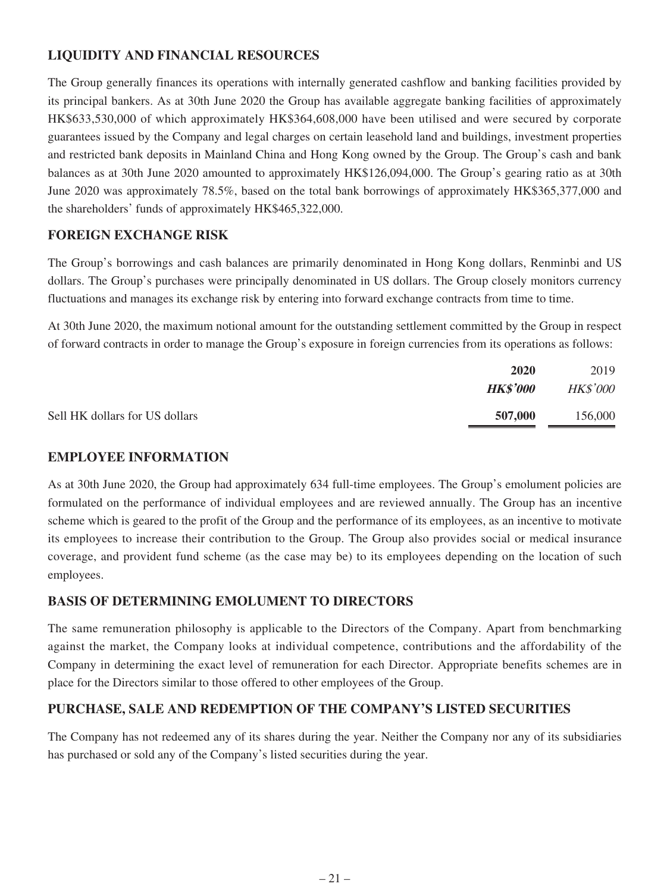## LIQUIDITY AND FINANCIAL RESOURCES

The Group generally finances its operations with internally generated cashflow and banking facilities provided by its principal bankers. As at 30th June 2020 the Group has available aggregate banking facilities of approximately HK$633,530,000 of which approximately HK$364,608,000 have been utilised and were secured by corporate guarantees issued by the Company and legal charges on certain leasehold land and buildings, investment properties and restricted bank deposits in Mainland China and Hong Kong owned by the Group. The Group's cash and bank balances as at 30th June 2020 amounted to approximately HK$126,094,000. The Group's gearing ratio as at 30th June 2020 was approximately 78.5%, based on the total bank borrowings of approximately HK$365,377,000 and the shareholders' funds of approximately HK$465,322,000.

## FOREIGN EXCHANGE RISK

The Group's borrowings and cash balances are primarily denominated in Hong Kong dollars, Renminbi and US dollars. The Group's purchases were principally denominated in US dollars. The Group closely monitors currency fluctuations and manages its exchange risk by entering into forward exchange contracts from time to time.

At 30th June 2020, the maximum notional amount for the outstanding settlement committed by the Group in respect of forward contracts in order to manage the Group's exposure in foreign currencies from its operations as follows:

| | **2020** | 2019 |
|---|---|---|
| | ***HK$'000*** | *HK$'000* |
| Sell HK dollars for US dollars | **507,000** | 156,000 |

## EMPLOYEE INFORMATION

As at 30th June 2020, the Group had approximately 634 full-time employees. The Group's emolument policies are formulated on the performance of individual employees and are reviewed annually. The Group has an incentive scheme which is geared to the profit of the Group and the performance of its employees, as an incentive to motivate its employees to increase their contribution to the Group. The Group also provides social or medical insurance coverage, and provident fund scheme (as the case may be) to its employees depending on the location of such employees.

## BASIS OF DETERMINING EMOLUMENT TO DIRECTORS

The same remuneration philosophy is applicable to the Directors of the Company. Apart from benchmarking against the market, the Company looks at individual competence, contributions and the affordability of the Company in determining the exact level of remuneration for each Director. Appropriate benefits schemes are in place for the Directors similar to those offered to other employees of the Group.

## PURCHASE, SALE AND REDEMPTION OF THE COMPANY'S LISTED SECURITIES

The Company has not redeemed any of its shares during the year. Neither the Company nor any of its subsidiaries has purchased or sold any of the Company's listed securities during the year.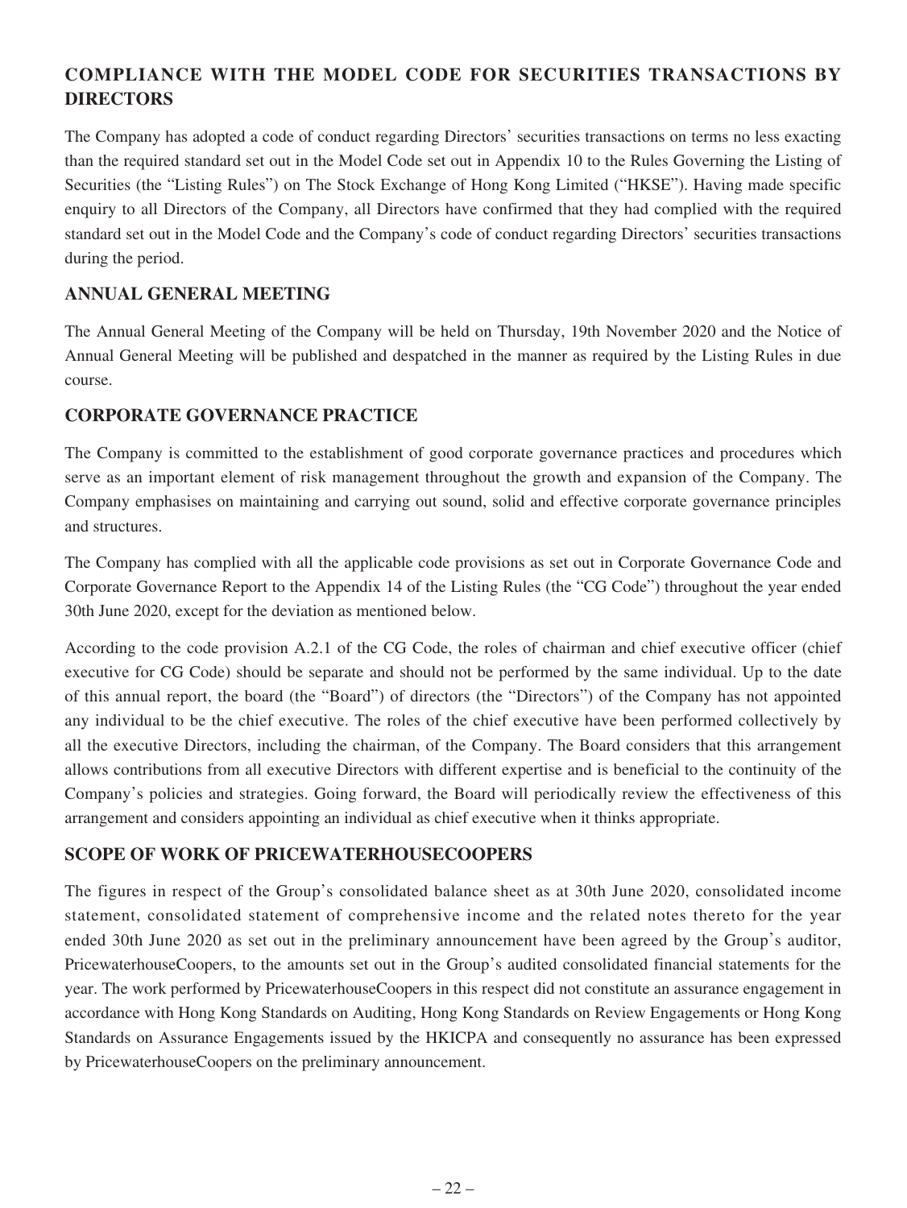## COMPLIANCE WITH THE MODEL CODE FOR SECURITIES TRANSACTIONS BY DIRECTORS

The Company has adopted a code of conduct regarding Directors' securities transactions on terms no less exacting than the required standard set out in the Model Code set out in Appendix 10 to the Rules Governing the Listing of Securities (the "Listing Rules") on The Stock Exchange of Hong Kong Limited ("HKSE"). Having made specific enquiry to all Directors of the Company, all Directors have confirmed that they had complied with the required standard set out in the Model Code and the Company's code of conduct regarding Directors' securities transactions during the period.

## ANNUAL GENERAL MEETING

The Annual General Meeting of the Company will be held on Thursday, 19th November 2020 and the Notice of Annual General Meeting will be published and despatched in the manner as required by the Listing Rules in due course.

## CORPORATE GOVERNANCE PRACTICE

The Company is committed to the establishment of good corporate governance practices and procedures which serve as an important element of risk management throughout the growth and expansion of the Company. The Company emphasises on maintaining and carrying out sound, solid and effective corporate governance principles and structures.

The Company has complied with all the applicable code provisions as set out in Corporate Governance Code and Corporate Governance Report to the Appendix 14 of the Listing Rules (the "CG Code") throughout the year ended 30th June 2020, except for the deviation as mentioned below.

According to the code provision A.2.1 of the CG Code, the roles of chairman and chief executive officer (chief executive for CG Code) should be separate and should not be performed by the same individual. Up to the date of this annual report, the board (the "Board") of directors (the "Directors") of the Company has not appointed any individual to be the chief executive. The roles of the chief executive have been performed collectively by all the executive Directors, including the chairman, of the Company. The Board considers that this arrangement allows contributions from all executive Directors with different expertise and is beneficial to the continuity of the Company's policies and strategies. Going forward, the Board will periodically review the effectiveness of this arrangement and considers appointing an individual as chief executive when it thinks appropriate.

## SCOPE OF WORK OF PRICEWATERHOUSECOOPERS

The figures in respect of the Group's consolidated balance sheet as at 30th June 2020, consolidated income statement, consolidated statement of comprehensive income and the related notes thereto for the year ended 30th June 2020 as set out in the preliminary announcement have been agreed by the Group's auditor, PricewaterhouseCoopers, to the amounts set out in the Group's audited consolidated financial statements for the year. The work performed by PricewaterhouseCoopers in this respect did not constitute an assurance engagement in accordance with Hong Kong Standards on Auditing, Hong Kong Standards on Review Engagements or Hong Kong Standards on Assurance Engagements issued by the HKICPA and consequently no assurance has been expressed by PricewaterhouseCoopers on the preliminary announcement.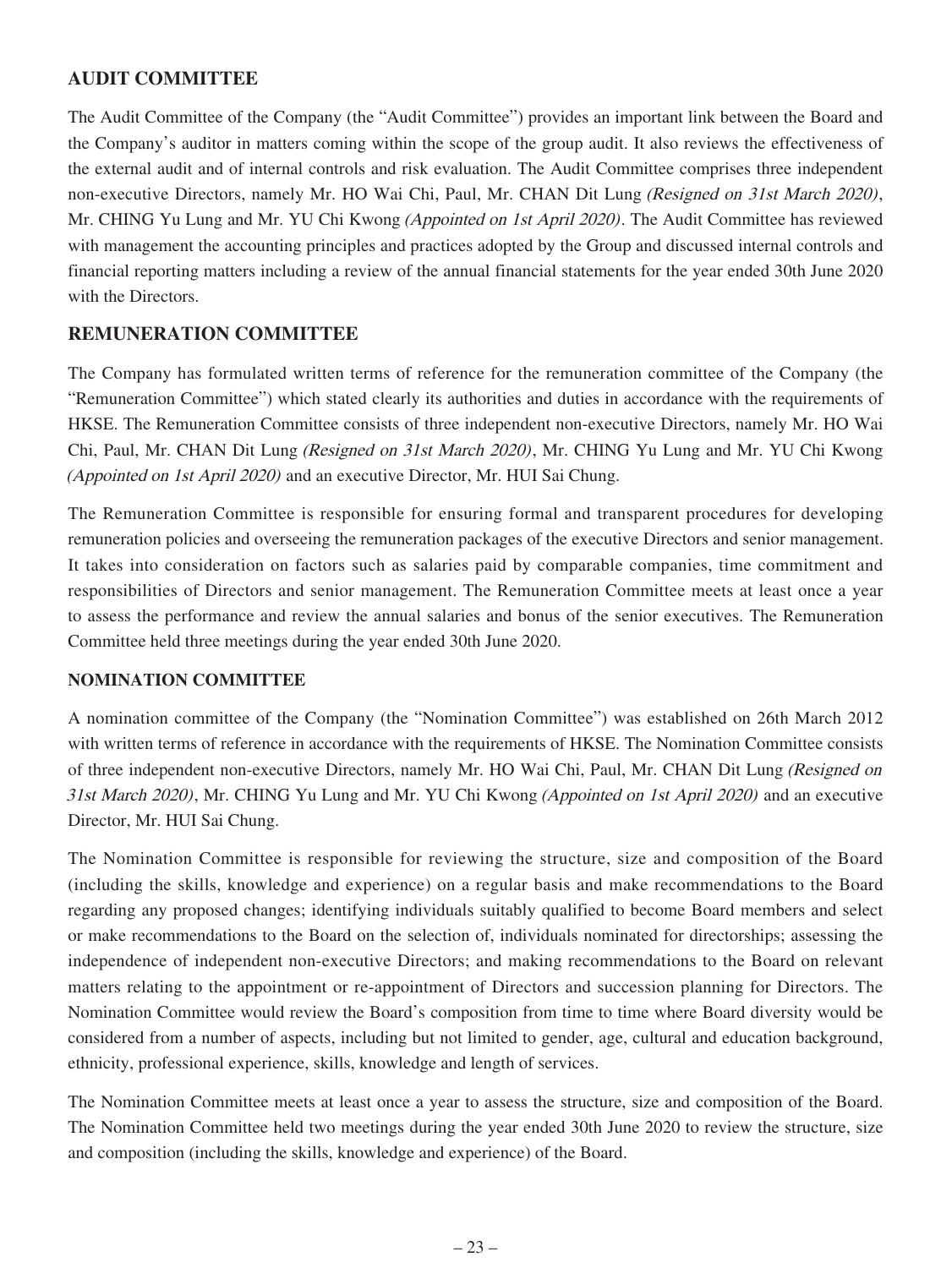## AUDIT COMMITTEE

The Audit Committee of the Company (the "Audit Committee") provides an important link between the Board and the Company's auditor in matters coming within the scope of the group audit. It also reviews the effectiveness of the external audit and of internal controls and risk evaluation. The Audit Committee comprises three independent non-executive Directors, namely Mr. HO Wai Chi, Paul, Mr. CHAN Dit Lung *(Resigned on 31st March 2020)*, Mr. CHING Yu Lung and Mr. YU Chi Kwong *(Appointed on 1st April 2020)*. The Audit Committee has reviewed with management the accounting principles and practices adopted by the Group and discussed internal controls and financial reporting matters including a review of the annual financial statements for the year ended 30th June 2020 with the Directors.

## REMUNERATION COMMITTEE

The Company has formulated written terms of reference for the remuneration committee of the Company (the "Remuneration Committee") which stated clearly its authorities and duties in accordance with the requirements of HKSE. The Remuneration Committee consists of three independent non-executive Directors, namely Mr. HO Wai Chi, Paul, Mr. CHAN Dit Lung *(Resigned on 31st March 2020)*, Mr. CHING Yu Lung and Mr. YU Chi Kwong *(Appointed on 1st April 2020)* and an executive Director, Mr. HUI Sai Chung.

The Remuneration Committee is responsible for ensuring formal and transparent procedures for developing remuneration policies and overseeing the remuneration packages of the executive Directors and senior management. It takes into consideration on factors such as salaries paid by comparable companies, time commitment and responsibilities of Directors and senior management. The Remuneration Committee meets at least once a year to assess the performance and review the annual salaries and bonus of the senior executives. The Remuneration Committee held three meetings during the year ended 30th June 2020.

## NOMINATION COMMITTEE

A nomination committee of the Company (the "Nomination Committee") was established on 26th March 2012 with written terms of reference in accordance with the requirements of HKSE. The Nomination Committee consists of three independent non-executive Directors, namely Mr. HO Wai Chi, Paul, Mr. CHAN Dit Lung *(Resigned on 31st March 2020)*, Mr. CHING Yu Lung and Mr. YU Chi Kwong *(Appointed on 1st April 2020)* and an executive Director, Mr. HUI Sai Chung.

The Nomination Committee is responsible for reviewing the structure, size and composition of the Board (including the skills, knowledge and experience) on a regular basis and make recommendations to the Board regarding any proposed changes; identifying individuals suitably qualified to become Board members and select or make recommendations to the Board on the selection of, individuals nominated for directorships; assessing the independence of independent non-executive Directors; and making recommendations to the Board on relevant matters relating to the appointment or re-appointment of Directors and succession planning for Directors. The Nomination Committee would review the Board's composition from time to time where Board diversity would be considered from a number of aspects, including but not limited to gender, age, cultural and education background, ethnicity, professional experience, skills, knowledge and length of services.

The Nomination Committee meets at least once a year to assess the structure, size and composition of the Board. The Nomination Committee held two meetings during the year ended 30th June 2020 to review the structure, size and composition (including the skills, knowledge and experience) of the Board.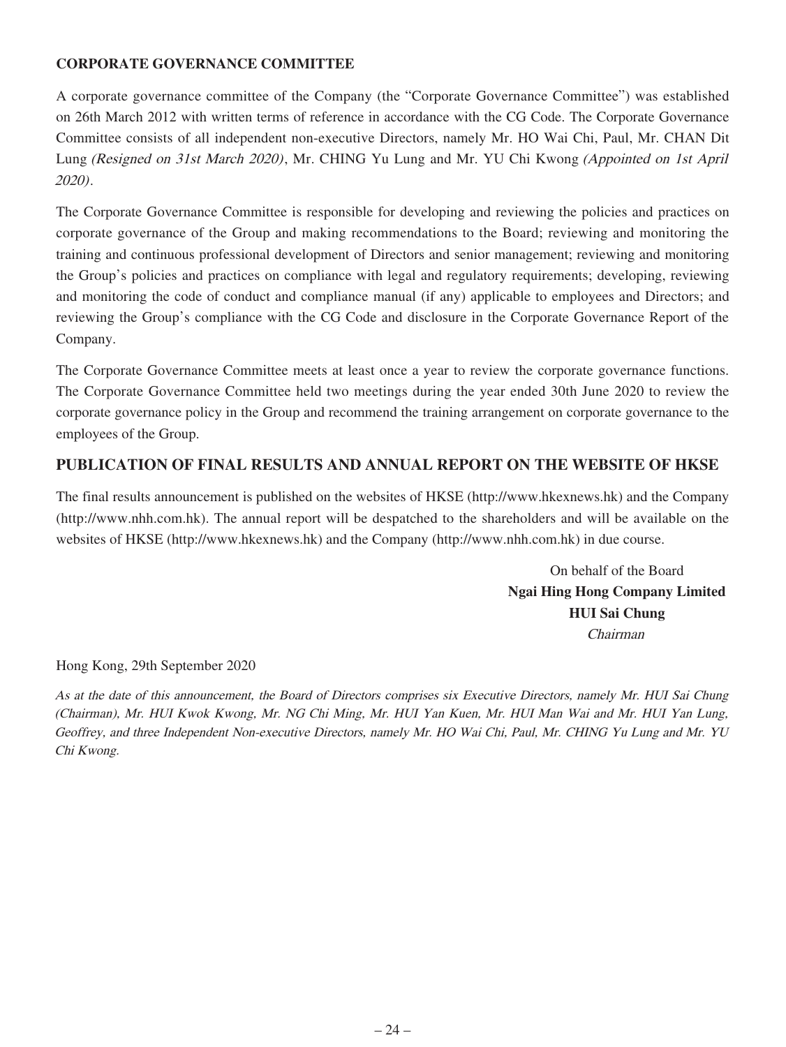### CORPORATE GOVERNANCE COMMITTEE

A corporate governance committee of the Company (the "Corporate Governance Committee") was established on 26th March 2012 with written terms of reference in accordance with the CG Code. The Corporate Governance Committee consists of all independent non-executive Directors, namely Mr. HO Wai Chi, Paul, Mr. CHAN Dit Lung *(Resigned on 31st March 2020)*, Mr. CHING Yu Lung and Mr. YU Chi Kwong *(Appointed on 1st April 2020)*.

The Corporate Governance Committee is responsible for developing and reviewing the policies and practices on corporate governance of the Group and making recommendations to the Board; reviewing and monitoring the training and continuous professional development of Directors and senior management; reviewing and monitoring the Group's policies and practices on compliance with legal and regulatory requirements; developing, reviewing and monitoring the code of conduct and compliance manual (if any) applicable to employees and Directors; and reviewing the Group's compliance with the CG Code and disclosure in the Corporate Governance Report of the Company.

The Corporate Governance Committee meets at least once a year to review the corporate governance functions. The Corporate Governance Committee held two meetings during the year ended 30th June 2020 to review the corporate governance policy in the Group and recommend the training arrangement on corporate governance to the employees of the Group.

## PUBLICATION OF FINAL RESULTS AND ANNUAL REPORT ON THE WEBSITE OF HKSE

The final results announcement is published on the websites of HKSE (http://www.hkexnews.hk) and the Company (http://www.nhh.com.hk). The annual report will be despatched to the shareholders and will be available on the websites of HKSE (http://www.hkexnews.hk) and the Company (http://www.nhh.com.hk) in due course.

On behalf of the Board
**Ngai Hing Hong Company Limited**
**HUI Sai Chung**
*Chairman*

Hong Kong, 29th September 2020

*As at the date of this announcement, the Board of Directors comprises six Executive Directors, namely Mr. HUI Sai Chung (Chairman), Mr. HUI Kwok Kwong, Mr. NG Chi Ming, Mr. HUI Yan Kuen, Mr. HUI Man Wai and Mr. HUI Yan Lung, Geoffrey, and three Independent Non-executive Directors, namely Mr. HO Wai Chi, Paul, Mr. CHING Yu Lung and Mr. YU Chi Kwong.*